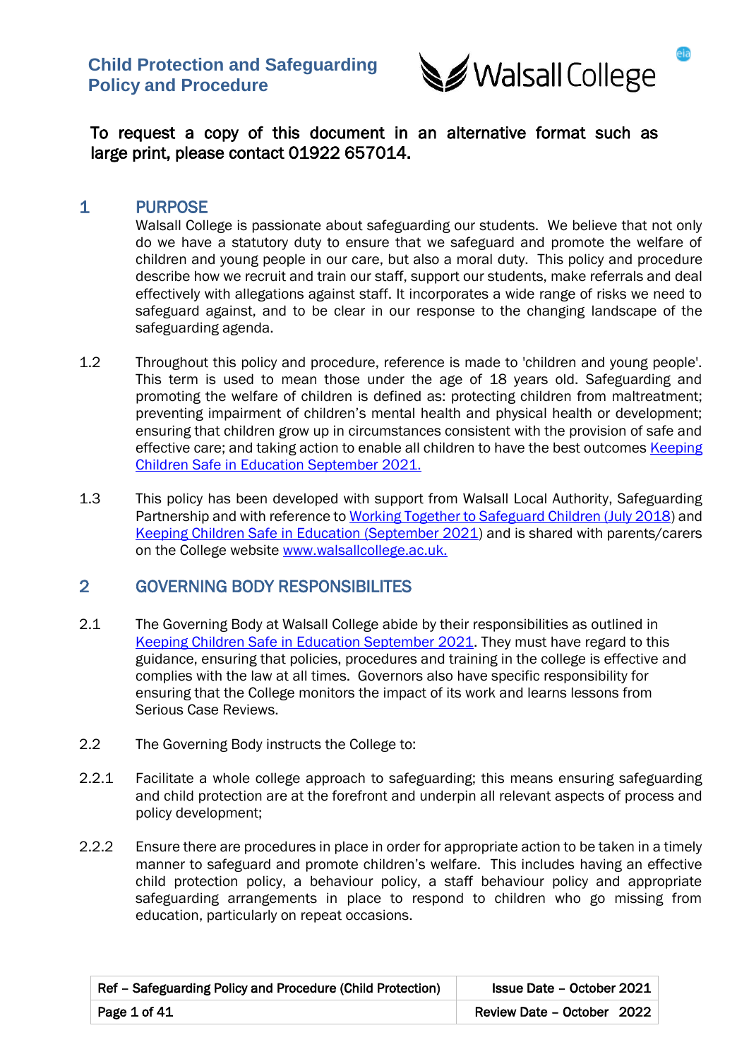# Child Protection and Safeguarding Policy and Procedure

**To request a copy of this document in an alternative format such as large print, please contact 01922 657014.**

## 1 PURPOSE

Walsall College is passionate about safeguarding our students. We believe that not only do we have a statutory duty to ensure that we safeguard and promote the welfare of children and young people in our care, but also a moral duty. This policy and procedure describe how we recruit and train our staff, support our students, make referrals and deal effectively with allegations against staff. It incorporates a wide range of risks we need to safeguard against, and to be clear in our response to the changing landscape of the safeguarding agenda.

1.2 Throughout this policy and procedure, reference is made to 'children and young people'. This term is used to mean those under the age of 18 years old. Safeguarding and promoting the welfare of children is defined as: protecting children from maltreatment; preventing impairment of children's mental health and physical health or development; ensuring that children grow up in circumstances consistent with the provision of safe and effective care; and taking action to enable all children to have the best outcomes [Keeping Children Safe in Education September 2021.]

1.3 This policy has been developed with support from Walsall Local Authority, Safeguarding Partnership and with reference to [Working Together to Safeguard Children (July 2018)] and [Keeping Children Safe in Education (September 2021)] and is shared with parents/carers on the College website [www.walsallcollege.ac.uk.]

## 2 GOVERNING BODY RESPONSIBILITES

2.1 The Governing Body at Walsall College abide by their responsibilities as outlined in [Keeping Children Safe in Education September 2021]. They must have regard to this guidance, ensuring that policies, procedures and training in the college is effective and complies with the law at all times. Governors also have specific responsibility for ensuring that the College monitors the impact of its work and learns lessons from Serious Case Reviews.

2.2 The Governing Body instructs the College to:

2.2.1 Facilitate a whole college approach to safeguarding; this means ensuring safeguarding and child protection are at the forefront and underpin all relevant aspects of process and policy development;

2.2.2 Ensure there are procedures in place in order for appropriate action to be taken in a timely manner to safeguard and promote children's welfare. This includes having an effective child protection policy, a behaviour policy, a staff behaviour policy and appropriate safeguarding arrangements in place to respond to children who go missing from education, particularly on repeat occasions.

| Ref – Safeguarding Policy and Procedure (Child Protection) | Issue Date – October 2021 |
|---|---|
| | Review Date – October 2022 |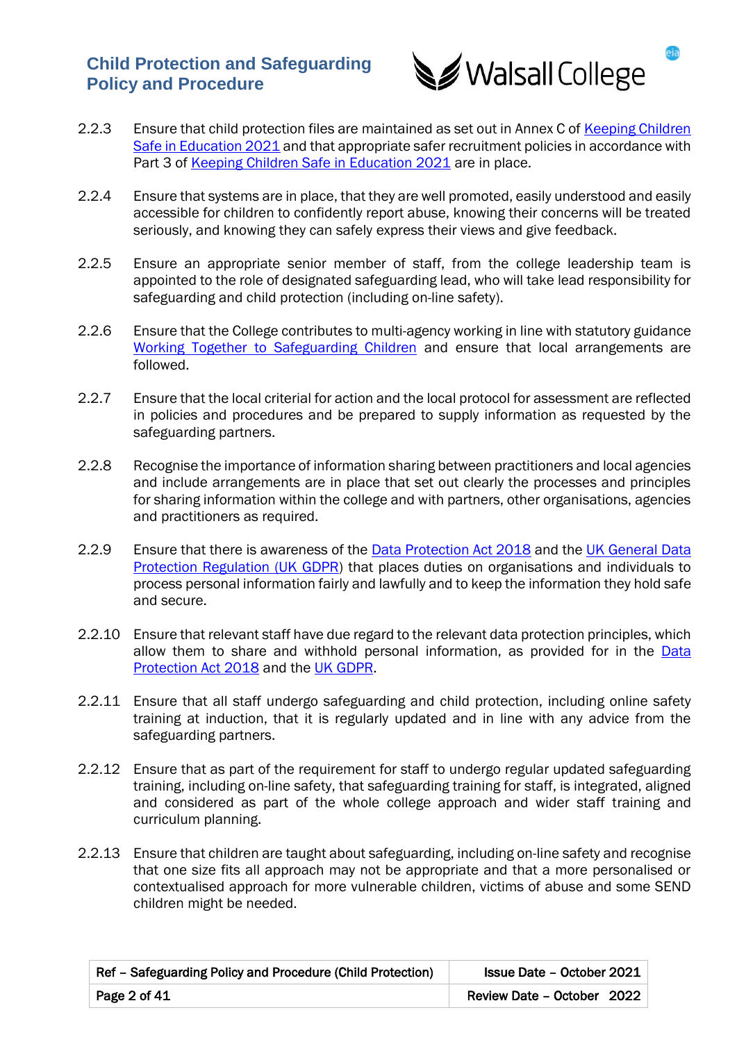2.2.3 Ensure that child protection files are maintained as set out in Annex C of Keeping Children Safe in Education 2021 and that appropriate safer recruitment policies in accordance with Part 3 of Keeping Children Safe in Education 2021 are in place.

2.2.4 Ensure that systems are in place, that they are well promoted, easily understood and easily accessible for children to confidently report abuse, knowing their concerns will be treated seriously, and knowing they can safely express their views and give feedback.

2.2.5 Ensure an appropriate senior member of staff, from the college leadership team is appointed to the role of designated safeguarding lead, who will take lead responsibility for safeguarding and child protection (including on-line safety).

2.2.6 Ensure that the College contributes to multi-agency working in line with statutory guidance Working Together to Safeguarding Children and ensure that local arrangements are followed.

2.2.7 Ensure that the local criterial for action and the local protocol for assessment are reflected in policies and procedures and be prepared to supply information as requested by the safeguarding partners.

2.2.8 Recognise the importance of information sharing between practitioners and local agencies and include arrangements are in place that set out clearly the processes and principles for sharing information within the college and with partners, other organisations, agencies and practitioners as required.

2.2.9 Ensure that there is awareness of the Data Protection Act 2018 and the UK General Data Protection Regulation (UK GDPR) that places duties on organisations and individuals to process personal information fairly and lawfully and to keep the information they hold safe and secure.

2.2.10 Ensure that relevant staff have due regard to the relevant data protection principles, which allow them to share and withhold personal information, as provided for in the Data Protection Act 2018 and the UK GDPR.

2.2.11 Ensure that all staff undergo safeguarding and child protection, including online safety training at induction, that it is regularly updated and in line with any advice from the safeguarding partners.

2.2.12 Ensure that as part of the requirement for staff to undergo regular updated safeguarding training, including on-line safety, that safeguarding training for staff, is integrated, aligned and considered as part of the whole college approach and wider staff training and curriculum planning.

2.2.13 Ensure that children are taught about safeguarding, including on-line safety and recognise that one size fits all approach may not be appropriate and that a more personalised or contextualised approach for more vulnerable children, victims of abuse and some SEND children might be needed.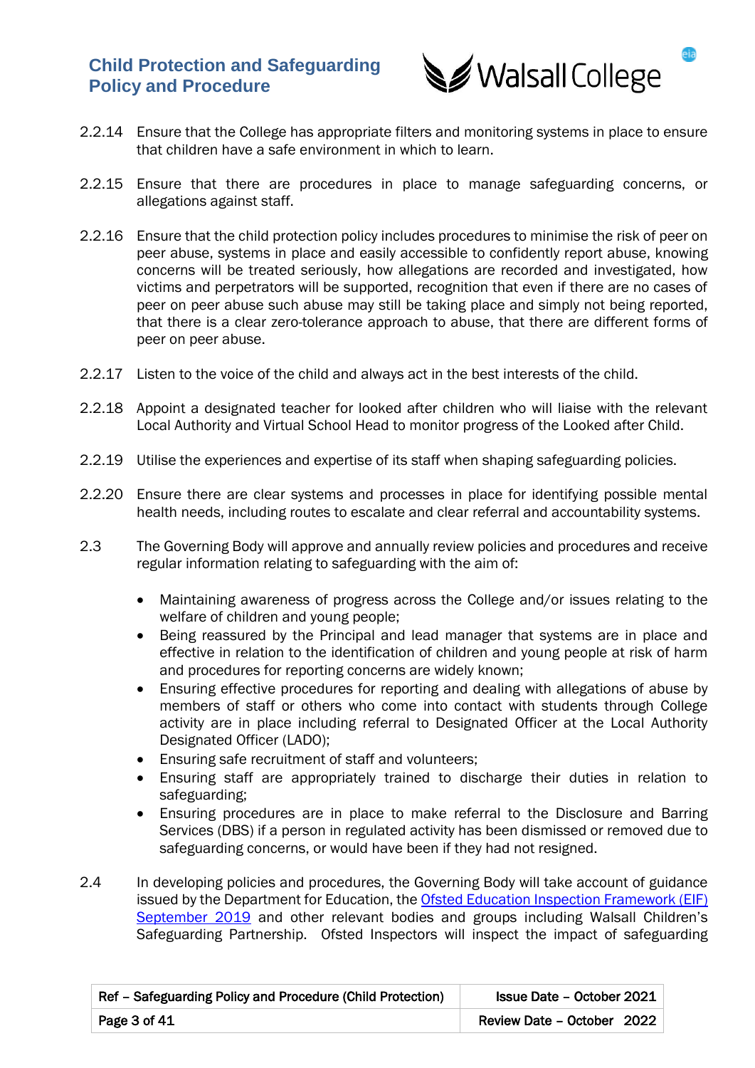2.2.14 Ensure that the College has appropriate filters and monitoring systems in place to ensure that children have a safe environment in which to learn.

2.2.15 Ensure that there are procedures in place to manage safeguarding concerns, or allegations against staff.

2.2.16 Ensure that the child protection policy includes procedures to minimise the risk of peer on peer abuse, systems in place and easily accessible to confidently report abuse, knowing concerns will be treated seriously, how allegations are recorded and investigated, how victims and perpetrators will be supported, recognition that even if there are no cases of peer on peer abuse such abuse may still be taking place and simply not being reported, that there is a clear zero-tolerance approach to abuse, that there are different forms of peer on peer abuse.

2.2.17 Listen to the voice of the child and always act in the best interests of the child.

2.2.18 Appoint a designated teacher for looked after children who will liaise with the relevant Local Authority and Virtual School Head to monitor progress of the Looked after Child.

2.2.19 Utilise the experiences and expertise of its staff when shaping safeguarding policies.

2.2.20 Ensure there are clear systems and processes in place for identifying possible mental health needs, including routes to escalate and clear referral and accountability systems.

2.3 The Governing Body will approve and annually review policies and procedures and receive regular information relating to safeguarding with the aim of:

- Maintaining awareness of progress across the College and/or issues relating to the welfare of children and young people;
- Being reassured by the Principal and lead manager that systems are in place and effective in relation to the identification of children and young people at risk of harm and procedures for reporting concerns are widely known;
- Ensuring effective procedures for reporting and dealing with allegations of abuse by members of staff or others who come into contact with students through College activity are in place including referral to Designated Officer at the Local Authority Designated Officer (LADO);
- Ensuring safe recruitment of staff and volunteers;
- Ensuring staff are appropriately trained to discharge their duties in relation to safeguarding;
- Ensuring procedures are in place to make referral to the Disclosure and Barring Services (DBS) if a person in regulated activity has been dismissed or removed due to safeguarding concerns, or would have been if they had not resigned.

2.4 In developing policies and procedures, the Governing Body will take account of guidance issued by the Department for Education, the Ofsted Education Inspection Framework (EIF) September 2019 and other relevant bodies and groups including Walsall Children's Safeguarding Partnership. Ofsted Inspectors will inspect the impact of safeguarding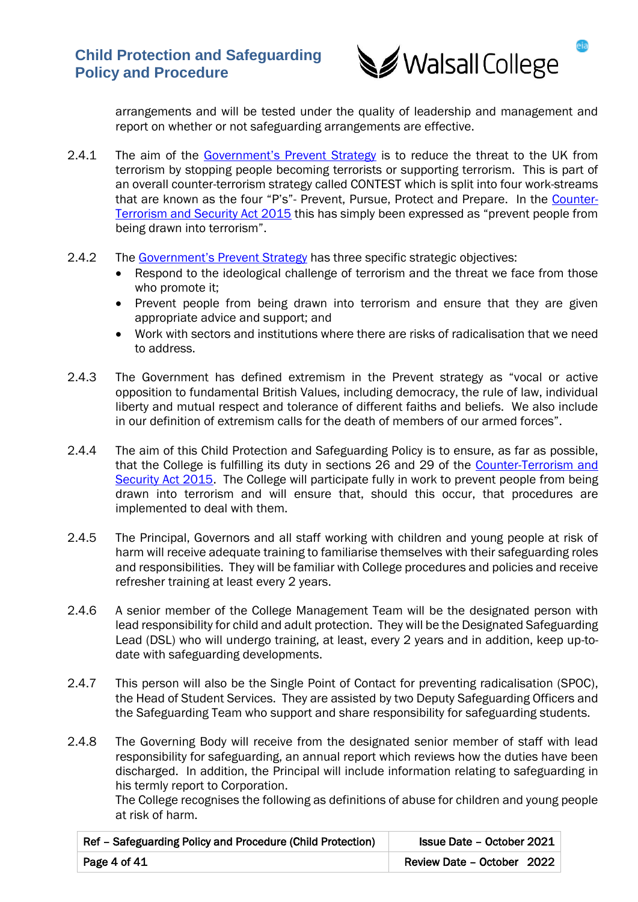arrangements and will be tested under the quality of leadership and management and report on whether or not safeguarding arrangements are effective.

2.4.1 The aim of the [Government's Prevent Strategy] is to reduce the threat to the UK from terrorism by stopping people becoming terrorists or supporting terrorism. This is part of an overall counter-terrorism strategy called CONTEST which is split into four work-streams that are known as the four "P's"- Prevent, Pursue, Protect and Prepare. In the [Counter-Terrorism and Security Act 2015] this has simply been expressed as "prevent people from being drawn into terrorism".

2.4.2 The [Government's Prevent Strategy] has three specific strategic objectives:

- Respond to the ideological challenge of terrorism and the threat we face from those who promote it;
- Prevent people from being drawn into terrorism and ensure that they are given appropriate advice and support; and
- Work with sectors and institutions where there are risks of radicalisation that we need to address.

2.4.3 The Government has defined extremism in the Prevent strategy as "vocal or active opposition to fundamental British Values, including democracy, the rule of law, individual liberty and mutual respect and tolerance of different faiths and beliefs. We also include in our definition of extremism calls for the death of members of our armed forces".

2.4.4 The aim of this Child Protection and Safeguarding Policy is to ensure, as far as possible, that the College is fulfilling its duty in sections 26 and 29 of the [Counter-Terrorism and Security Act 2015]. The College will participate fully in work to prevent people from being drawn into terrorism and will ensure that, should this occur, that procedures are implemented to deal with them.

2.4.5 The Principal, Governors and all staff working with children and young people at risk of harm will receive adequate training to familiarise themselves with their safeguarding roles and responsibilities. They will be familiar with College procedures and policies and receive refresher training at least every 2 years.

2.4.6 A senior member of the College Management Team will be the designated person with lead responsibility for child and adult protection. They will be the Designated Safeguarding Lead (DSL) who will undergo training, at least, every 2 years and in addition, keep up-to-date with safeguarding developments.

2.4.7 This person will also be the Single Point of Contact for preventing radicalisation (SPOC), the Head of Student Services. They are assisted by two Deputy Safeguarding Officers and the Safeguarding Team who support and share responsibility for safeguarding students.

2.4.8 The Governing Body will receive from the designated senior member of staff with lead responsibility for safeguarding, an annual report which reviews how the duties have been discharged. In addition, the Principal will include information relating to safeguarding in his termly report to Corporation.
The College recognises the following as definitions of abuse for children and young people at risk of harm.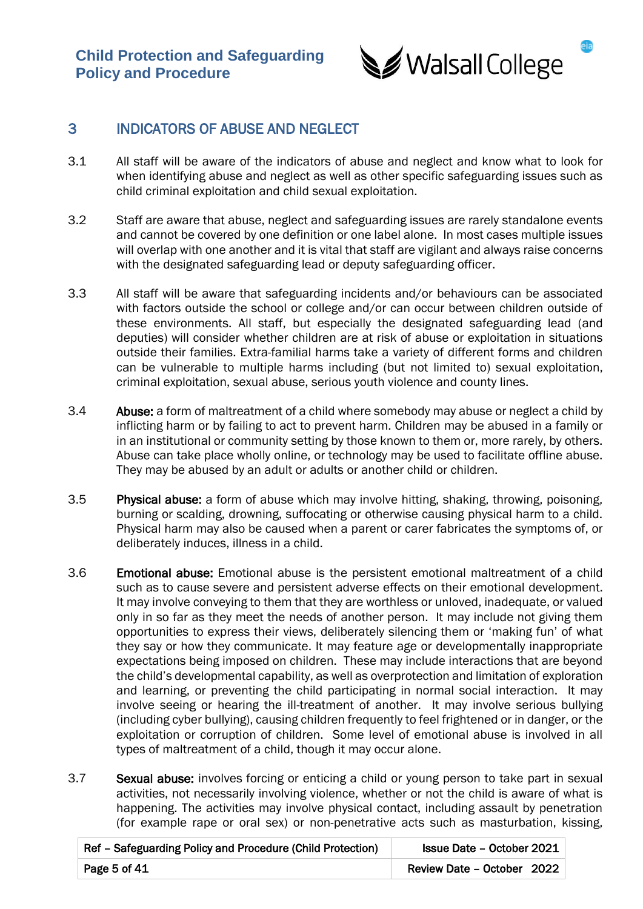## 3 INDICATORS OF ABUSE AND NEGLECT

3.1 All staff will be aware of the indicators of abuse and neglect and know what to look for when identifying abuse and neglect as well as other specific safeguarding issues such as child criminal exploitation and child sexual exploitation.

3.2 Staff are aware that abuse, neglect and safeguarding issues are rarely standalone events and cannot be covered by one definition or one label alone. In most cases multiple issues will overlap with one another and it is vital that staff are vigilant and always raise concerns with the designated safeguarding lead or deputy safeguarding officer.

3.3 All staff will be aware that safeguarding incidents and/or behaviours can be associated with factors outside the school or college and/or can occur between children outside of these environments. All staff, but especially the designated safeguarding lead (and deputies) will consider whether children are at risk of abuse or exploitation in situations outside their families. Extra-familial harms take a variety of different forms and children can be vulnerable to multiple harms including (but not limited to) sexual exploitation, criminal exploitation, sexual abuse, serious youth violence and county lines.

3.4 **Abuse:** a form of maltreatment of a child where somebody may abuse or neglect a child by inflicting harm or by failing to act to prevent harm. Children may be abused in a family or in an institutional or community setting by those known to them or, more rarely, by others. Abuse can take place wholly online, or technology may be used to facilitate offline abuse. They may be abused by an adult or adults or another child or children.

3.5 **Physical abuse:** a form of abuse which may involve hitting, shaking, throwing, poisoning, burning or scalding, drowning, suffocating or otherwise causing physical harm to a child. Physical harm may also be caused when a parent or carer fabricates the symptoms of, or deliberately induces, illness in a child.

3.6 **Emotional abuse:** Emotional abuse is the persistent emotional maltreatment of a child such as to cause severe and persistent adverse effects on their emotional development. It may involve conveying to them that they are worthless or unloved, inadequate, or valued only in so far as they meet the needs of another person. It may include not giving them opportunities to express their views, deliberately silencing them or 'making fun' of what they say or how they communicate. It may feature age or developmentally inappropriate expectations being imposed on children. These may include interactions that are beyond the child's developmental capability, as well as overprotection and limitation of exploration and learning, or preventing the child participating in normal social interaction. It may involve seeing or hearing the ill-treatment of another. It may involve serious bullying (including cyber bullying), causing children frequently to feel frightened or in danger, or the exploitation or corruption of children. Some level of emotional abuse is involved in all types of maltreatment of a child, though it may occur alone.

3.7 **Sexual abuse:** involves forcing or enticing a child or young person to take part in sexual activities, not necessarily involving violence, whether or not the child is aware of what is happening. The activities may involve physical contact, including assault by penetration (for example rape or oral sex) or non-penetrative acts such as masturbation, kissing,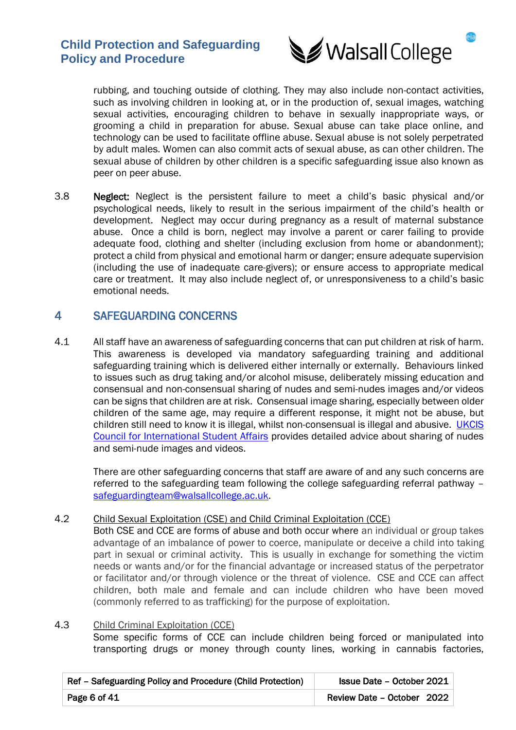rubbing, and touching outside of clothing. They may also include non-contact activities, such as involving children in looking at, or in the production of, sexual images, watching sexual activities, encouraging children to behave in sexually inappropriate ways, or grooming a child in preparation for abuse. Sexual abuse can take place online, and technology can be used to facilitate offline abuse. Sexual abuse is not solely perpetrated by adult males. Women can also commit acts of sexual abuse, as can other children. The sexual abuse of children by other children is a specific safeguarding issue also known as peer on peer abuse.

3.8 **Neglect:** Neglect is the persistent failure to meet a child's basic physical and/or psychological needs, likely to result in the serious impairment of the child's health or development. Neglect may occur during pregnancy as a result of maternal substance abuse. Once a child is born, neglect may involve a parent or carer failing to provide adequate food, clothing and shelter (including exclusion from home or abandonment); protect a child from physical and emotional harm or danger; ensure adequate supervision (including the use of inadequate care-givers); or ensure access to appropriate medical care or treatment. It may also include neglect of, or unresponsiveness to a child's basic emotional needs.

## 4 SAFEGUARDING CONCERNS

4.1 All staff have an awareness of safeguarding concerns that can put children at risk of harm. This awareness is developed via mandatory safeguarding training and additional safeguarding training which is delivered either internally or externally. Behaviours linked to issues such as drug taking and/or alcohol misuse, deliberately missing education and consensual and non-consensual sharing of nudes and semi-nudes images and/or videos can be signs that children are at risk. Consensual image sharing, especially between older children of the same age, may require a different response, it might not be abuse, but children still need to know it is illegal, whilst non-consensual is illegal and abusive. UKCIS Council for International Student Affairs provides detailed advice about sharing of nudes and semi-nude images and videos.

There are other safeguarding concerns that staff are aware of and any such concerns are referred to the safeguarding team following the college safeguarding referral pathway – safeguardingteam@walsallcollege.ac.uk.

4.2 Child Sexual Exploitation (CSE) and Child Criminal Exploitation (CCE)

Both CSE and CCE are forms of abuse and both occur where an individual or group takes advantage of an imbalance of power to coerce, manipulate or deceive a child into taking part in sexual or criminal activity. This is usually in exchange for something the victim needs or wants and/or for the financial advantage or increased status of the perpetrator or facilitator and/or through violence or the threat of violence. CSE and CCE can affect children, both male and female and can include children who have been moved (commonly referred to as trafficking) for the purpose of exploitation.

4.3 Child Criminal Exploitation (CCE)

Some specific forms of CCE can include children being forced or manipulated into transporting drugs or money through county lines, working in cannabis factories,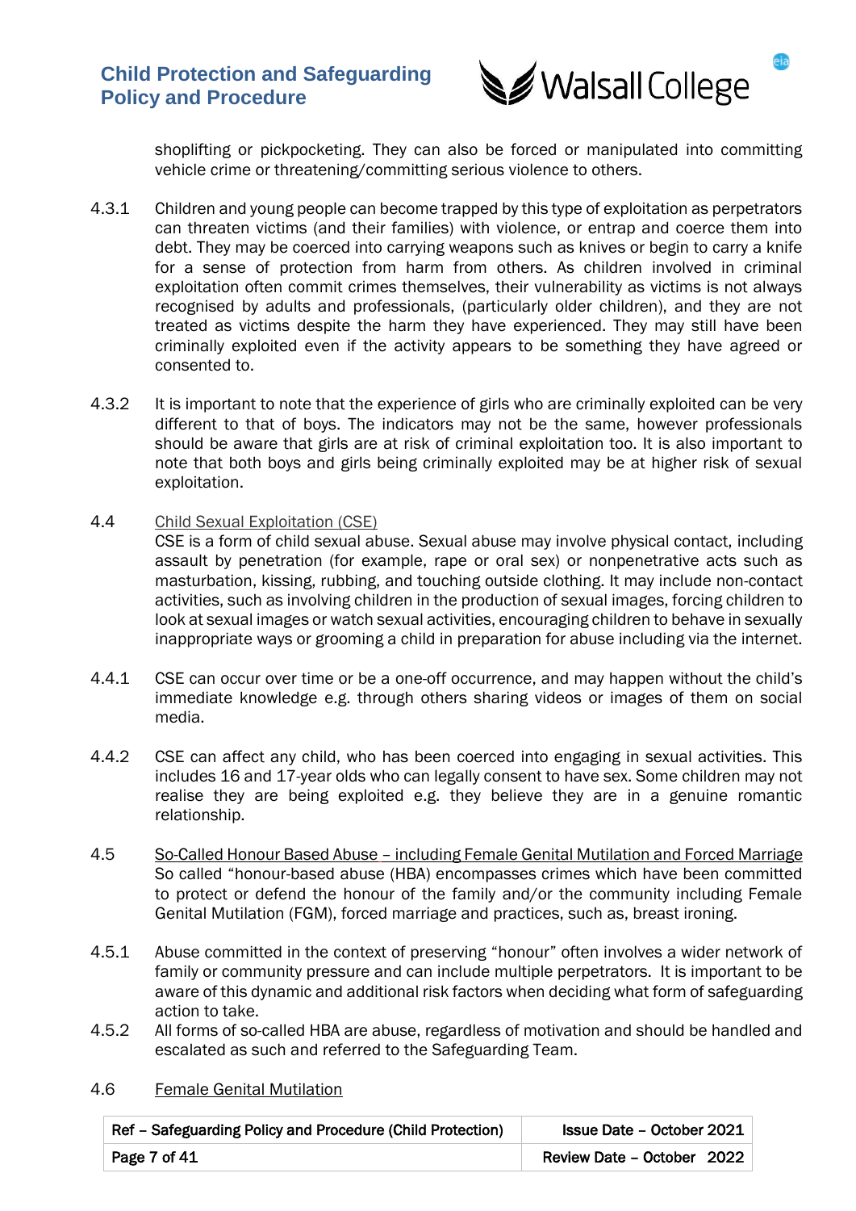shoplifting or pickpocketing. They can also be forced or manipulated into committing vehicle crime or threatening/committing serious violence to others.

4.3.1 Children and young people can become trapped by this type of exploitation as perpetrators can threaten victims (and their families) with violence, or entrap and coerce them into debt. They may be coerced into carrying weapons such as knives or begin to carry a knife for a sense of protection from harm from others. As children involved in criminal exploitation often commit crimes themselves, their vulnerability as victims is not always recognised by adults and professionals, (particularly older children), and they are not treated as victims despite the harm they have experienced. They may still have been criminally exploited even if the activity appears to be something they have agreed or consented to.

4.3.2 It is important to note that the experience of girls who are criminally exploited can be very different to that of boys. The indicators may not be the same, however professionals should be aware that girls are at risk of criminal exploitation too. It is also important to note that both boys and girls being criminally exploited may be at higher risk of sexual exploitation.

4.4 <u>Child Sexual Exploitation (CSE)</u>

CSE is a form of child sexual abuse. Sexual abuse may involve physical contact, including assault by penetration (for example, rape or oral sex) or nonpenetrative acts such as masturbation, kissing, rubbing, and touching outside clothing. It may include non-contact activities, such as involving children in the production of sexual images, forcing children to look at sexual images or watch sexual activities, encouraging children to behave in sexually inappropriate ways or grooming a child in preparation for abuse including via the internet.

4.4.1 CSE can occur over time or be a one-off occurrence, and may happen without the child's immediate knowledge e.g. through others sharing videos or images of them on social media.

4.4.2 CSE can affect any child, who has been coerced into engaging in sexual activities. This includes 16 and 17-year olds who can legally consent to have sex. Some children may not realise they are being exploited e.g. they believe they are in a genuine romantic relationship.

4.5 <u>So-Called Honour Based Abuse – including Female Genital Mutilation and Forced Marriage</u>

So called "honour-based abuse (HBA) encompasses crimes which have been committed to protect or defend the honour of the family and/or the community including Female Genital Mutilation (FGM), forced marriage and practices, such as, breast ironing.

4.5.1 Abuse committed in the context of preserving "honour" often involves a wider network of family or community pressure and can include multiple perpetrators. It is important to be aware of this dynamic and additional risk factors when deciding what form of safeguarding action to take.

4.5.2 All forms of so-called HBA are abuse, regardless of motivation and should be handled and escalated as such and referred to the Safeguarding Team.

4.6 <u>Female Genital Mutilation</u>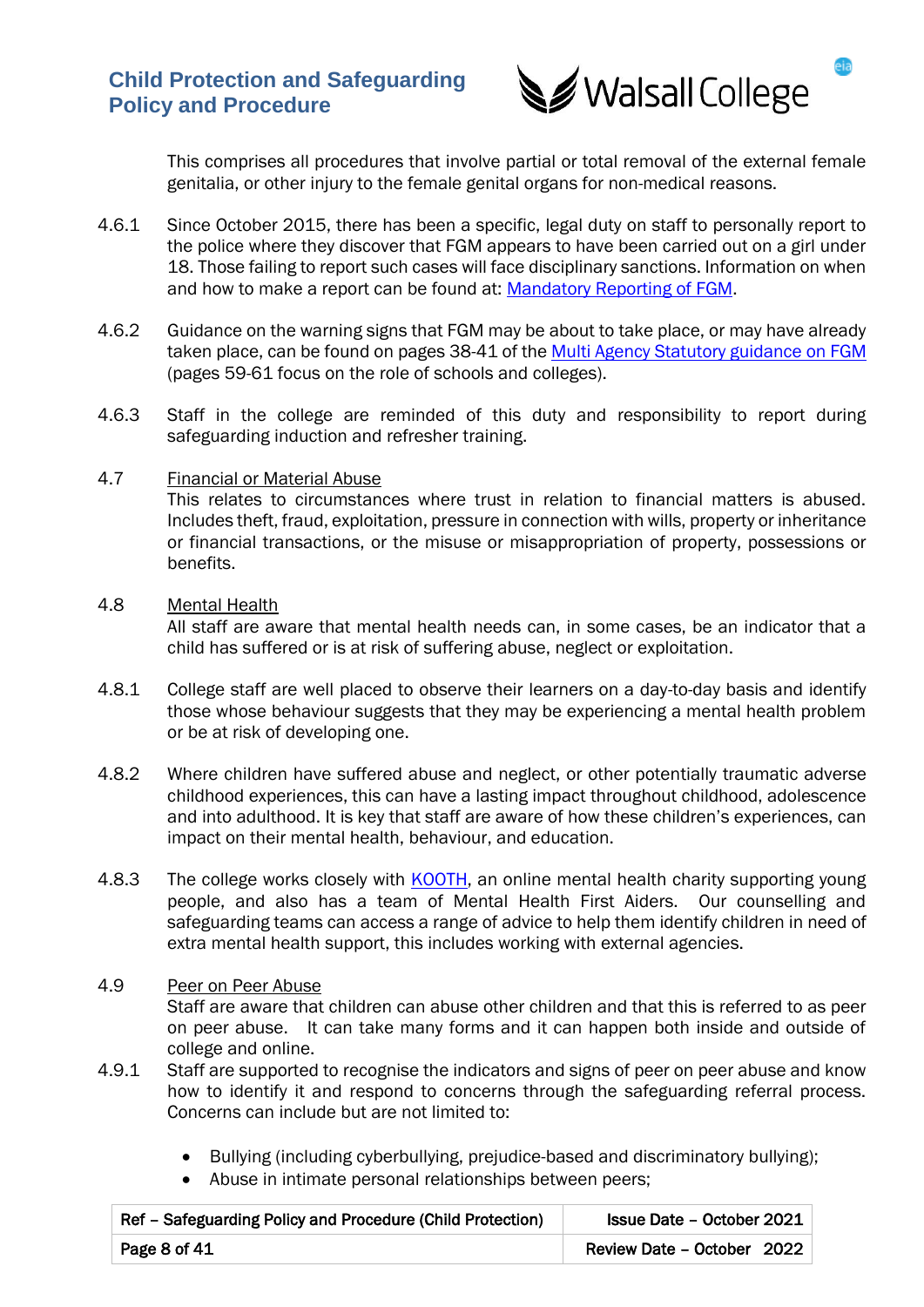This comprises all procedures that involve partial or total removal of the external female genitalia, or other injury to the female genital organs for non-medical reasons.

4.6.1 Since October 2015, there has been a specific, legal duty on staff to personally report to the police where they discover that FGM appears to have been carried out on a girl under 18. Those failing to report such cases will face disciplinary sanctions. Information on when and how to make a report can be found at: Mandatory Reporting of FGM.

4.6.2 Guidance on the warning signs that FGM may be about to take place, or may have already taken place, can be found on pages 38-41 of the Multi Agency Statutory guidance on FGM (pages 59-61 focus on the role of schools and colleges).

4.6.3 Staff in the college are reminded of this duty and responsibility to report during safeguarding induction and refresher training.

4.7 Financial or Material Abuse

This relates to circumstances where trust in relation to financial matters is abused. Includes theft, fraud, exploitation, pressure in connection with wills, property or inheritance or financial transactions, or the misuse or misappropriation of property, possessions or benefits.

4.8 Mental Health

All staff are aware that mental health needs can, in some cases, be an indicator that a child has suffered or is at risk of suffering abuse, neglect or exploitation.

4.8.1 College staff are well placed to observe their learners on a day-to-day basis and identify those whose behaviour suggests that they may be experiencing a mental health problem or be at risk of developing one.

4.8.2 Where children have suffered abuse and neglect, or other potentially traumatic adverse childhood experiences, this can have a lasting impact throughout childhood, adolescence and into adulthood. It is key that staff are aware of how these children's experiences, can impact on their mental health, behaviour, and education.

4.8.3 The college works closely with KOOTH, an online mental health charity supporting young people, and also has a team of Mental Health First Aiders. Our counselling and safeguarding teams can access a range of advice to help them identify children in need of extra mental health support, this includes working with external agencies.

4.9 Peer on Peer Abuse

Staff are aware that children can abuse other children and that this is referred to as peer on peer abuse. It can take many forms and it can happen both inside and outside of college and online.

4.9.1 Staff are supported to recognise the indicators and signs of peer on peer abuse and know how to identify it and respond to concerns through the safeguarding referral process. Concerns can include but are not limited to:

- Bullying (including cyberbullying, prejudice-based and discriminatory bullying);
- Abuse in intimate personal relationships between peers;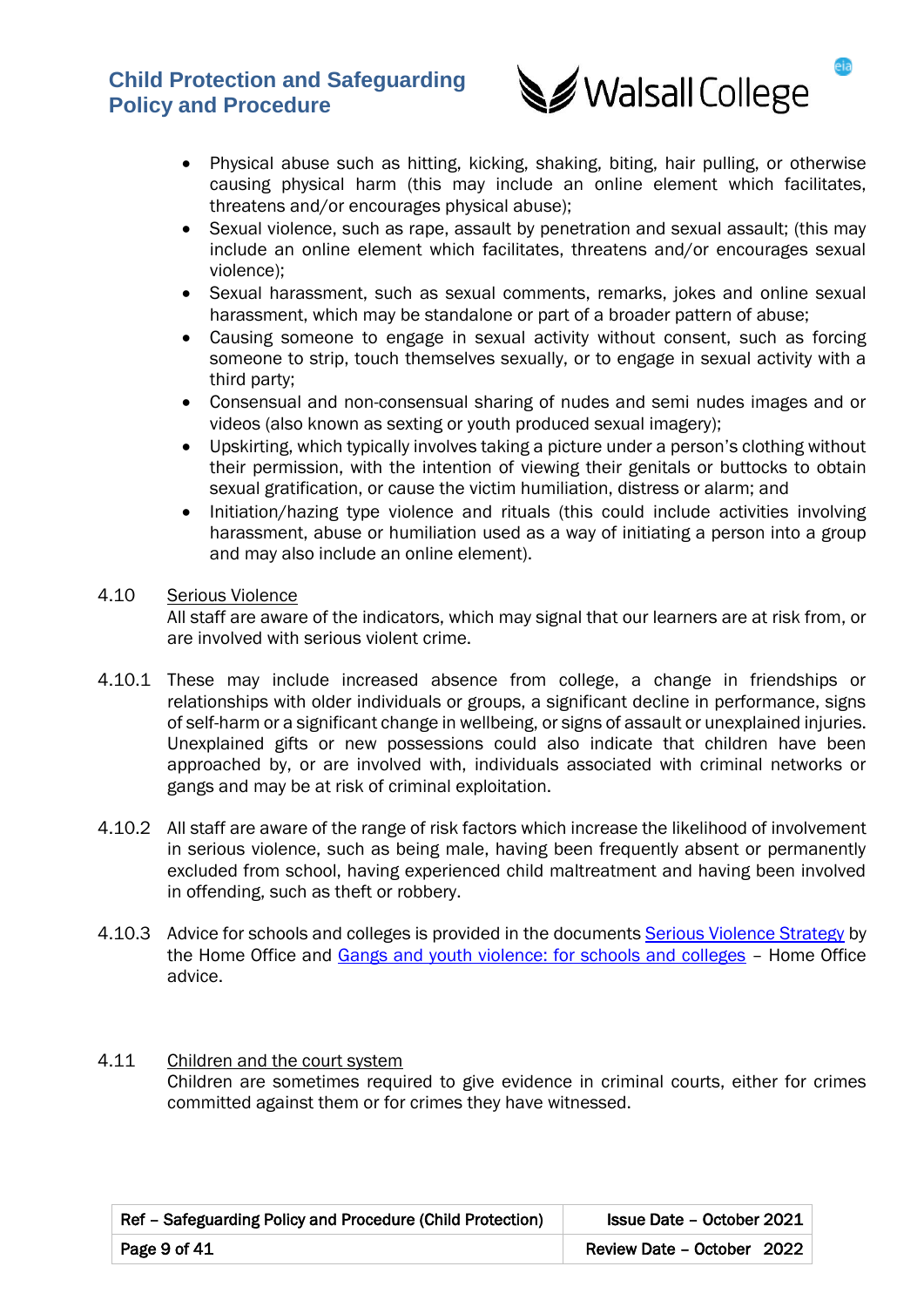- Physical abuse such as hitting, kicking, shaking, biting, hair pulling, or otherwise causing physical harm (this may include an online element which facilitates, threatens and/or encourages physical abuse);
- Sexual violence, such as rape, assault by penetration and sexual assault; (this may include an online element which facilitates, threatens and/or encourages sexual violence);
- Sexual harassment, such as sexual comments, remarks, jokes and online sexual harassment, which may be standalone or part of a broader pattern of abuse;
- Causing someone to engage in sexual activity without consent, such as forcing someone to strip, touch themselves sexually, or to engage in sexual activity with a third party;
- Consensual and non-consensual sharing of nudes and semi nudes images and or videos (also known as sexting or youth produced sexual imagery);
- Upskirting, which typically involves taking a picture under a person's clothing without their permission, with the intention of viewing their genitals or buttocks to obtain sexual gratification, or cause the victim humiliation, distress or alarm; and
- Initiation/hazing type violence and rituals (this could include activities involving harassment, abuse or humiliation used as a way of initiating a person into a group and may also include an online element).

4.10 Serious Violence

All staff are aware of the indicators, which may signal that our learners are at risk from, or are involved with serious violent crime.

4.10.1 These may include increased absence from college, a change in friendships or relationships with older individuals or groups, a significant decline in performance, signs of self-harm or a significant change in wellbeing, or signs of assault or unexplained injuries. Unexplained gifts or new possessions could also indicate that children have been approached by, or are involved with, individuals associated with criminal networks or gangs and may be at risk of criminal exploitation.

4.10.2 All staff are aware of the range of risk factors which increase the likelihood of involvement in serious violence, such as being male, having been frequently absent or permanently excluded from school, having experienced child maltreatment and having been involved in offending, such as theft or robbery.

4.10.3 Advice for schools and colleges is provided in the documents Serious Violence Strategy by the Home Office and Gangs and youth violence: for schools and colleges – Home Office advice.

4.11 Children and the court system

Children are sometimes required to give evidence in criminal courts, either for crimes committed against them or for crimes they have witnessed.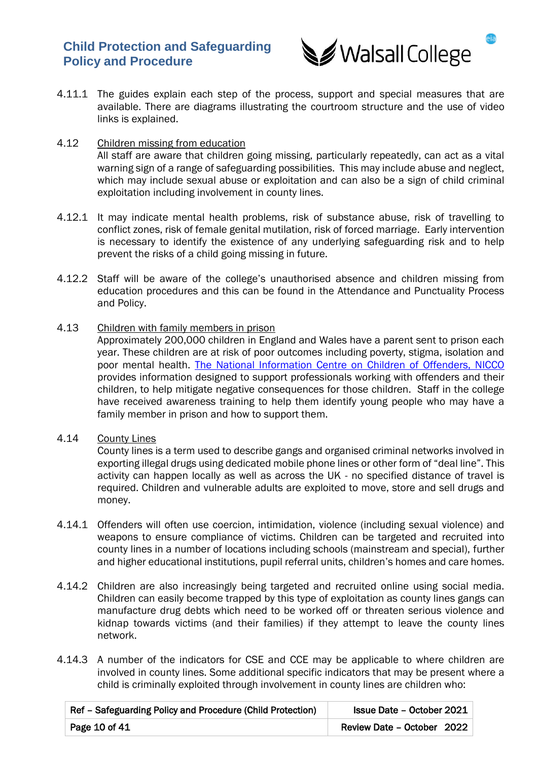4.11.1 The guides explain each step of the process, support and special measures that are available. There are diagrams illustrating the courtroom structure and the use of video links is explained.

4.12 Children missing from education

All staff are aware that children going missing, particularly repeatedly, can act as a vital warning sign of a range of safeguarding possibilities. This may include abuse and neglect, which may include sexual abuse or exploitation and can also be a sign of child criminal exploitation including involvement in county lines.

4.12.1 It may indicate mental health problems, risk of substance abuse, risk of travelling to conflict zones, risk of female genital mutilation, risk of forced marriage. Early intervention is necessary to identify the existence of any underlying safeguarding risk and to help prevent the risks of a child going missing in future.

4.12.2 Staff will be aware of the college's unauthorised absence and children missing from education procedures and this can be found in the Attendance and Punctuality Process and Policy.

4.13 Children with family members in prison

Approximately 200,000 children in England and Wales have a parent sent to prison each year. These children are at risk of poor outcomes including poverty, stigma, isolation and poor mental health. The National Information Centre on Children of Offenders, NICCO provides information designed to support professionals working with offenders and their children, to help mitigate negative consequences for those children. Staff in the college have received awareness training to help them identify young people who may have a family member in prison and how to support them.

4.14 County Lines

County lines is a term used to describe gangs and organised criminal networks involved in exporting illegal drugs using dedicated mobile phone lines or other form of "deal line". This activity can happen locally as well as across the UK - no specified distance of travel is required. Children and vulnerable adults are exploited to move, store and sell drugs and money.

4.14.1 Offenders will often use coercion, intimidation, violence (including sexual violence) and weapons to ensure compliance of victims. Children can be targeted and recruited into county lines in a number of locations including schools (mainstream and special), further and higher educational institutions, pupil referral units, children's homes and care homes.

4.14.2 Children are also increasingly being targeted and recruited online using social media. Children can easily become trapped by this type of exploitation as county lines gangs can manufacture drug debts which need to be worked off or threaten serious violence and kidnap towards victims (and their families) if they attempt to leave the county lines network.

4.14.3 A number of the indicators for CSE and CCE may be applicable to where children are involved in county lines. Some additional specific indicators that may be present where a child is criminally exploited through involvement in county lines are children who: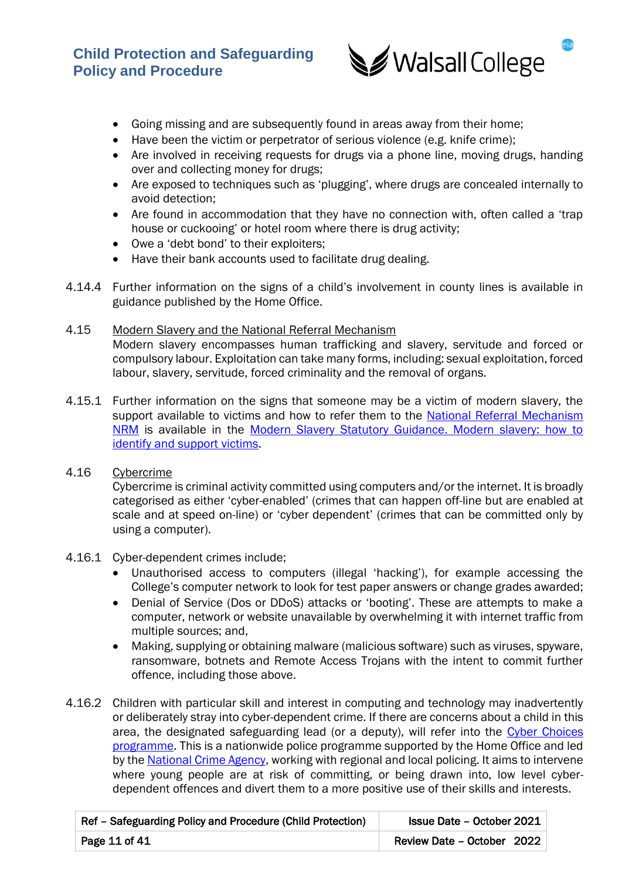- Going missing and are subsequently found in areas away from their home;
- Have been the victim or perpetrator of serious violence (e.g. knife crime);
- Are involved in receiving requests for drugs via a phone line, moving drugs, handing over and collecting money for drugs;
- Are exposed to techniques such as 'plugging', where drugs are concealed internally to avoid detection;
- Are found in accommodation that they have no connection with, often called a 'trap house or cuckooing' or hotel room where there is drug activity;
- Owe a 'debt bond' to their exploiters;
- Have their bank accounts used to facilitate drug dealing.

4.14.4 Further information on the signs of a child's involvement in county lines is available in guidance published by the Home Office.

4.15 Modern Slavery and the National Referral Mechanism

Modern slavery encompasses human trafficking and slavery, servitude and forced or compulsory labour. Exploitation can take many forms, including: sexual exploitation, forced labour, slavery, servitude, forced criminality and the removal of organs.

4.15.1 Further information on the signs that someone may be a victim of modern slavery, the support available to victims and how to refer them to the National Referral Mechanism NRM is available in the Modern Slavery Statutory Guidance. Modern slavery: how to identify and support victims.

4.16 Cybercrime

Cybercrime is criminal activity committed using computers and/or the internet. It is broadly categorised as either 'cyber-enabled' (crimes that can happen off-line but are enabled at scale and at speed on-line) or 'cyber dependent' (crimes that can be committed only by using a computer).

4.16.1 Cyber-dependent crimes include;

- Unauthorised access to computers (illegal 'hacking'), for example accessing the College's computer network to look for test paper answers or change grades awarded;
- Denial of Service (Dos or DDoS) attacks or 'booting'. These are attempts to make a computer, network or website unavailable by overwhelming it with internet traffic from multiple sources; and,
- Making, supplying or obtaining malware (malicious software) such as viruses, spyware, ransomware, botnets and Remote Access Trojans with the intent to commit further offence, including those above.

4.16.2 Children with particular skill and interest in computing and technology may inadvertently or deliberately stray into cyber-dependent crime. If there are concerns about a child in this area, the designated safeguarding lead (or a deputy), will refer into the Cyber Choices programme. This is a nationwide police programme supported by the Home Office and led by the National Crime Agency, working with regional and local policing. It aims to intervene where young people are at risk of committing, or being drawn into, low level cyber-dependent offences and divert them to a more positive use of their skills and interests.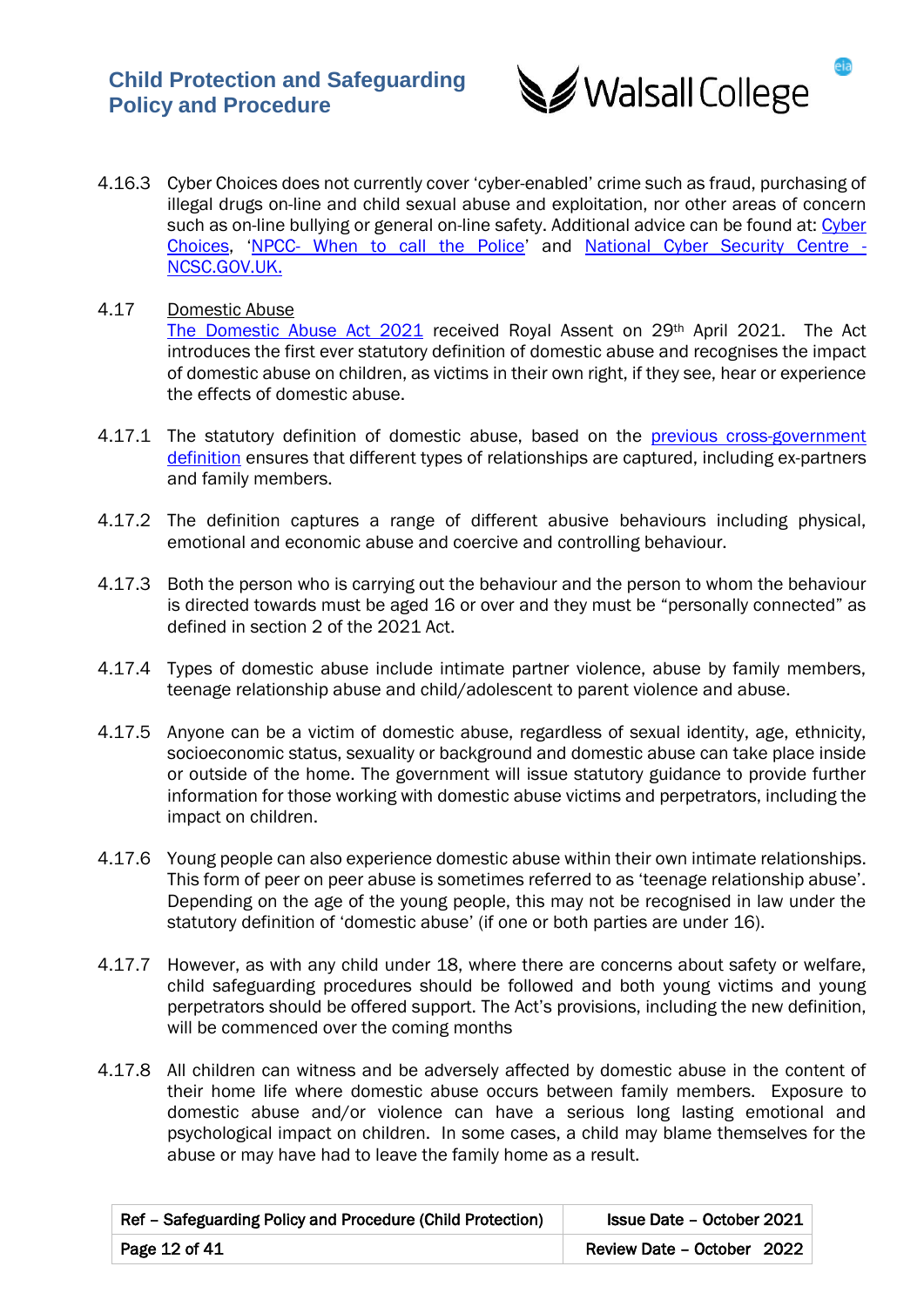4.16.3 Cyber Choices does not currently cover 'cyber-enabled' crime such as fraud, purchasing of illegal drugs on-line and child sexual abuse and exploitation, nor other areas of concern such as on-line bullying or general on-line safety. Additional advice can be found at: Cyber Choices, 'NPCC- When to call the Police' and National Cyber Security Centre - NCSC.GOV.UK.

4.17 Domestic Abuse

The Domestic Abuse Act 2021 received Royal Assent on 29th April 2021. The Act introduces the first ever statutory definition of domestic abuse and recognises the impact of domestic abuse on children, as victims in their own right, if they see, hear or experience the effects of domestic abuse.

4.17.1 The statutory definition of domestic abuse, based on the previous cross-government definition ensures that different types of relationships are captured, including ex-partners and family members.

4.17.2 The definition captures a range of different abusive behaviours including physical, emotional and economic abuse and coercive and controlling behaviour.

4.17.3 Both the person who is carrying out the behaviour and the person to whom the behaviour is directed towards must be aged 16 or over and they must be "personally connected" as defined in section 2 of the 2021 Act.

4.17.4 Types of domestic abuse include intimate partner violence, abuse by family members, teenage relationship abuse and child/adolescent to parent violence and abuse.

4.17.5 Anyone can be a victim of domestic abuse, regardless of sexual identity, age, ethnicity, socioeconomic status, sexuality or background and domestic abuse can take place inside or outside of the home. The government will issue statutory guidance to provide further information for those working with domestic abuse victims and perpetrators, including the impact on children.

4.17.6 Young people can also experience domestic abuse within their own intimate relationships. This form of peer on peer abuse is sometimes referred to as 'teenage relationship abuse'. Depending on the age of the young people, this may not be recognised in law under the statutory definition of 'domestic abuse' (if one or both parties are under 16).

4.17.7 However, as with any child under 18, where there are concerns about safety or welfare, child safeguarding procedures should be followed and both young victims and young perpetrators should be offered support. The Act's provisions, including the new definition, will be commenced over the coming months

4.17.8 All children can witness and be adversely affected by domestic abuse in the content of their home life where domestic abuse occurs between family members. Exposure to domestic abuse and/or violence can have a serious long lasting emotional and psychological impact on children. In some cases, a child may blame themselves for the abuse or may have had to leave the family home as a result.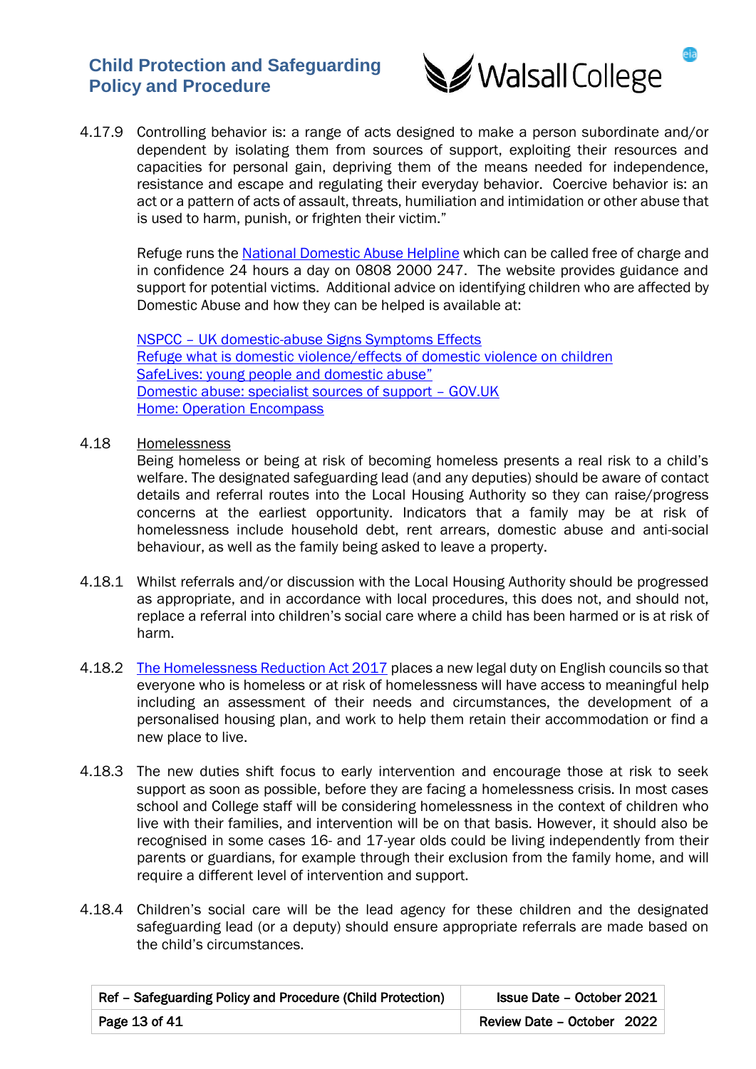4.17.9 Controlling behavior is: a range of acts designed to make a person subordinate and/or dependent by isolating them from sources of support, exploiting their resources and capacities for personal gain, depriving them of the means needed for independence, resistance and escape and regulating their everyday behavior. Coercive behavior is: an act or a pattern of acts of assault, threats, humiliation and intimidation or other abuse that is used to harm, punish, or frighten their victim."

Refuge runs the National Domestic Abuse Helpline which can be called free of charge and in confidence 24 hours a day on 0808 2000 247. The website provides guidance and support for potential victims. Additional advice on identifying children who are affected by Domestic Abuse and how they can be helped is available at:

NSPCC – UK domestic-abuse Signs Symptoms Effects
Refuge what is domestic violence/effects of domestic violence on children
SafeLives: young people and domestic abuse"
Domestic abuse: specialist sources of support – GOV.UK
Home: Operation Encompass

4.18 Homelessness

Being homeless or being at risk of becoming homeless presents a real risk to a child's welfare. The designated safeguarding lead (and any deputies) should be aware of contact details and referral routes into the Local Housing Authority so they can raise/progress concerns at the earliest opportunity. Indicators that a family may be at risk of homelessness include household debt, rent arrears, domestic abuse and anti-social behaviour, as well as the family being asked to leave a property.

4.18.1 Whilst referrals and/or discussion with the Local Housing Authority should be progressed as appropriate, and in accordance with local procedures, this does not, and should not, replace a referral into children's social care where a child has been harmed or is at risk of harm.

4.18.2 The Homelessness Reduction Act 2017 places a new legal duty on English councils so that everyone who is homeless or at risk of homelessness will have access to meaningful help including an assessment of their needs and circumstances, the development of a personalised housing plan, and work to help them retain their accommodation or find a new place to live.

4.18.3 The new duties shift focus to early intervention and encourage those at risk to seek support as soon as possible, before they are facing a homelessness crisis. In most cases school and College staff will be considering homelessness in the context of children who live with their families, and intervention will be on that basis. However, it should also be recognised in some cases 16- and 17-year olds could be living independently from their parents or guardians, for example through their exclusion from the family home, and will require a different level of intervention and support.

4.18.4 Children's social care will be the lead agency for these children and the designated safeguarding lead (or a deputy) should ensure appropriate referrals are made based on the child's circumstances.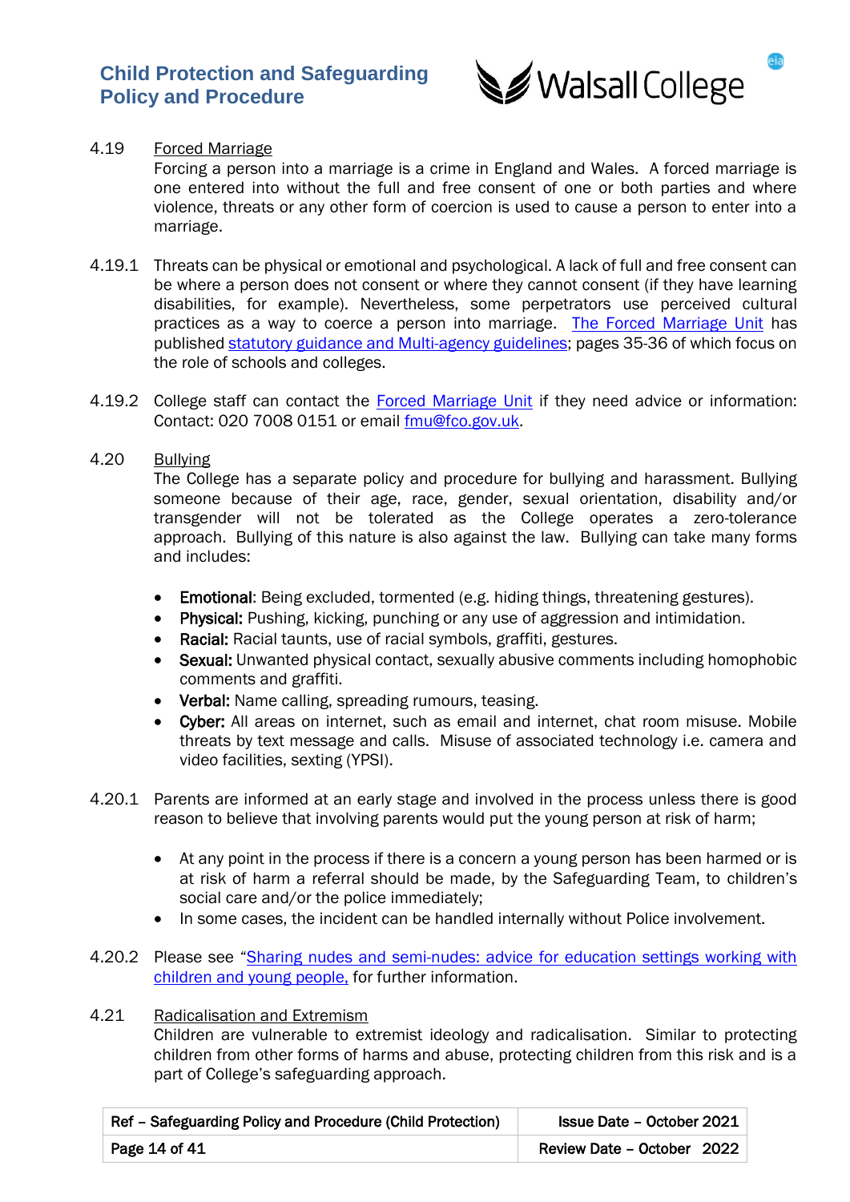4.19 Forced Marriage

Forcing a person into a marriage is a crime in England and Wales. A forced marriage is one entered into without the full and free consent of one or both parties and where violence, threats or any other form of coercion is used to cause a person to enter into a marriage.

4.19.1 Threats can be physical or emotional and psychological. A lack of full and free consent can be where a person does not consent or where they cannot consent (if they have learning disabilities, for example). Nevertheless, some perpetrators use perceived cultural practices as a way to coerce a person into marriage. The Forced Marriage Unit has published statutory guidance and Multi-agency guidelines; pages 35-36 of which focus on the role of schools and colleges.

4.19.2 College staff can contact the Forced Marriage Unit if they need advice or information: Contact: 020 7008 0151 or email fmu@fco.gov.uk.

4.20 Bullying

The College has a separate policy and procedure for bullying and harassment. Bullying someone because of their age, race, gender, sexual orientation, disability and/or transgender will not be tolerated as the College operates a zero-tolerance approach. Bullying of this nature is also against the law. Bullying can take many forms and includes:

- **Emotional**: Being excluded, tormented (e.g. hiding things, threatening gestures).
- **Physical:** Pushing, kicking, punching or any use of aggression and intimidation.
- **Racial:** Racial taunts, use of racial symbols, graffiti, gestures.
- **Sexual:** Unwanted physical contact, sexually abusive comments including homophobic comments and graffiti.
- **Verbal:** Name calling, spreading rumours, teasing.
- **Cyber:** All areas on internet, such as email and internet, chat room misuse. Mobile threats by text message and calls. Misuse of associated technology i.e. camera and video facilities, sexting (YPSI).

4.20.1 Parents are informed at an early stage and involved in the process unless there is good reason to believe that involving parents would put the young person at risk of harm;

- At any point in the process if there is a concern a young person has been harmed or is at risk of harm a referral should be made, by the Safeguarding Team, to children's social care and/or the police immediately;
- In some cases, the incident can be handled internally without Police involvement.

4.20.2 Please see "Sharing nudes and semi-nudes: advice for education settings working with children and young people, for further information.

4.21 Radicalisation and Extremism

Children are vulnerable to extremist ideology and radicalisation. Similar to protecting children from other forms of harms and abuse, protecting children from this risk and is a part of College's safeguarding approach.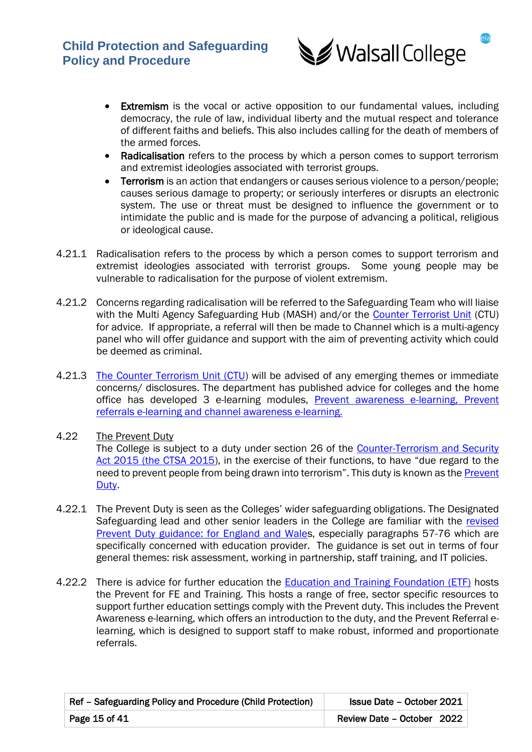- **Extremism** is the vocal or active opposition to our fundamental values, including democracy, the rule of law, individual liberty and the mutual respect and tolerance of different faiths and beliefs. This also includes calling for the death of members of the armed forces.
- **Radicalisation** refers to the process by which a person comes to support terrorism and extremist ideologies associated with terrorist groups.
- **Terrorism** is an action that endangers or causes serious violence to a person/people; causes serious damage to property; or seriously interferes or disrupts an electronic system. The use or threat must be designed to influence the government or to intimidate the public and is made for the purpose of advancing a political, religious or ideological cause.

4.21.1 Radicalisation refers to the process by which a person comes to support terrorism and extremist ideologies associated with terrorist groups. Some young people may be vulnerable to radicalisation for the purpose of violent extremism.

4.21.2 Concerns regarding radicalisation will be referred to the Safeguarding Team who will liaise with the Multi Agency Safeguarding Hub (MASH) and/or the Counter Terrorist Unit (CTU) for advice. If appropriate, a referral will then be made to Channel which is a multi-agency panel who will offer guidance and support with the aim of preventing activity which could be deemed as criminal.

4.21.3 The Counter Terrorism Unit (CTU) will be advised of any emerging themes or immediate concerns/ disclosures. The department has published advice for colleges and the home office has developed 3 e-learning modules, Prevent awareness e-learning, Prevent referrals e-learning and channel awareness e-learning.

4.22 The Prevent Duty

The College is subject to a duty under section 26 of the Counter-Terrorism and Security Act 2015 (the CTSA 2015), in the exercise of their functions, to have "due regard to the need to prevent people from being drawn into terrorism". This duty is known as the Prevent Duty.

4.22.1 The Prevent Duty is seen as the Colleges' wider safeguarding obligations. The Designated Safeguarding lead and other senior leaders in the College are familiar with the revised Prevent Duty guidance: for England and Wales, especially paragraphs 57-76 which are specifically concerned with education provider. The guidance is set out in terms of four general themes: risk assessment, working in partnership, staff training, and IT policies.

4.22.2 There is advice for further education the Education and Training Foundation (ETF) hosts the Prevent for FE and Training. This hosts a range of free, sector specific resources to support further education settings comply with the Prevent duty. This includes the Prevent Awareness e-learning, which offers an introduction to the duty, and the Prevent Referral e-learning, which is designed to support staff to make robust, informed and proportionate referrals.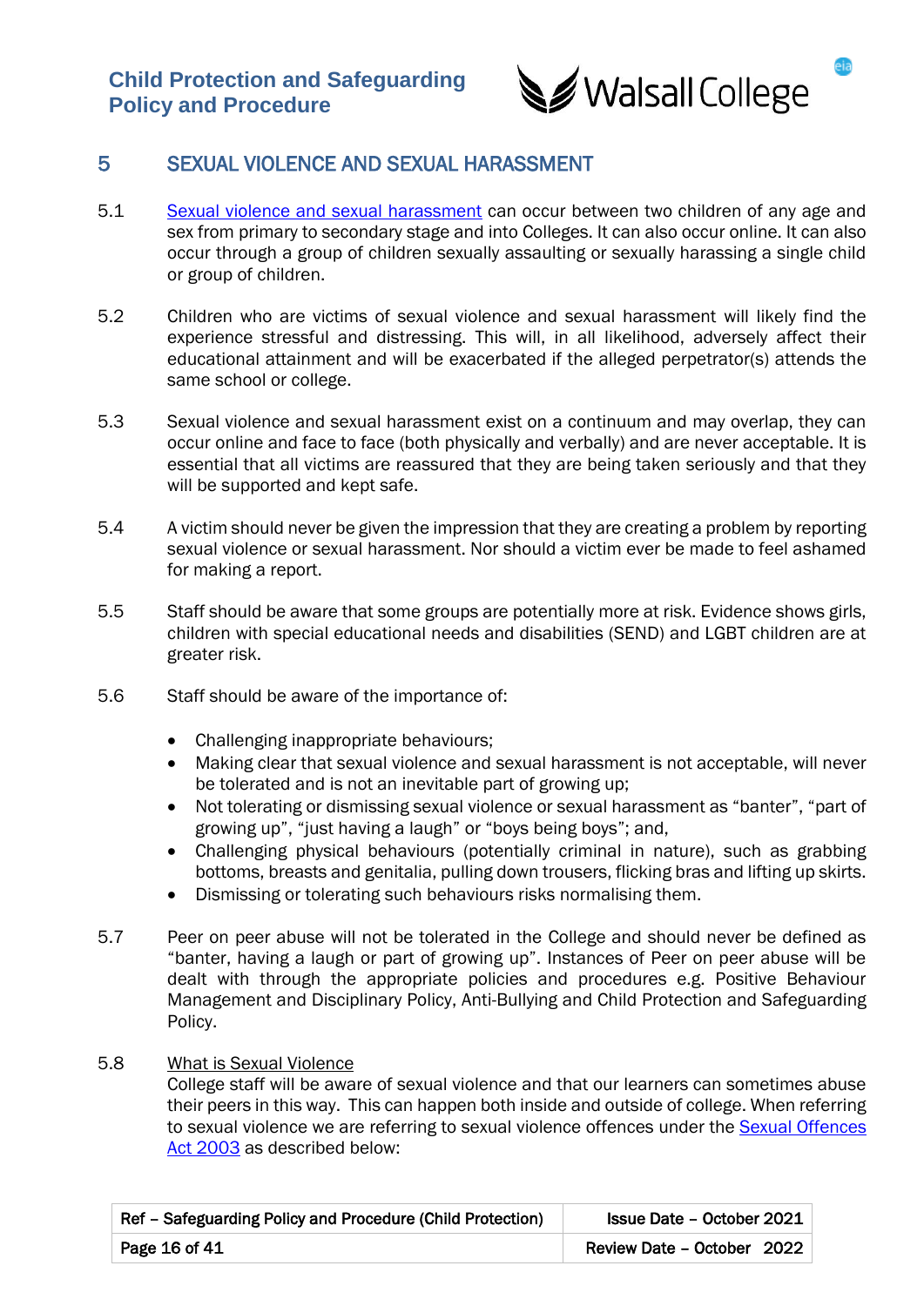## 5 SEXUAL VIOLENCE AND SEXUAL HARASSMENT

5.1 Sexual violence and sexual harassment can occur between two children of any age and sex from primary to secondary stage and into Colleges. It can also occur online. It can also occur through a group of children sexually assaulting or sexually harassing a single child or group of children.

5.2 Children who are victims of sexual violence and sexual harassment will likely find the experience stressful and distressing. This will, in all likelihood, adversely affect their educational attainment and will be exacerbated if the alleged perpetrator(s) attends the same school or college.

5.3 Sexual violence and sexual harassment exist on a continuum and may overlap, they can occur online and face to face (both physically and verbally) and are never acceptable. It is essential that all victims are reassured that they are being taken seriously and that they will be supported and kept safe.

5.4 A victim should never be given the impression that they are creating a problem by reporting sexual violence or sexual harassment. Nor should a victim ever be made to feel ashamed for making a report.

5.5 Staff should be aware that some groups are potentially more at risk. Evidence shows girls, children with special educational needs and disabilities (SEND) and LGBT children are at greater risk.

5.6 Staff should be aware of the importance of:

- Challenging inappropriate behaviours;
- Making clear that sexual violence and sexual harassment is not acceptable, will never be tolerated and is not an inevitable part of growing up;
- Not tolerating or dismissing sexual violence or sexual harassment as "banter", "part of growing up", "just having a laugh" or "boys being boys"; and,
- Challenging physical behaviours (potentially criminal in nature), such as grabbing bottoms, breasts and genitalia, pulling down trousers, flicking bras and lifting up skirts.
- Dismissing or tolerating such behaviours risks normalising them.

5.7 Peer on peer abuse will not be tolerated in the College and should never be defined as "banter, having a laugh or part of growing up". Instances of Peer on peer abuse will be dealt with through the appropriate policies and procedures e.g. Positive Behaviour Management and Disciplinary Policy, Anti-Bullying and Child Protection and Safeguarding Policy.

5.8 What is Sexual Violence
College staff will be aware of sexual violence and that our learners can sometimes abuse their peers in this way. This can happen both inside and outside of college. When referring to sexual violence we are referring to sexual violence offences under the Sexual Offences Act 2003 as described below: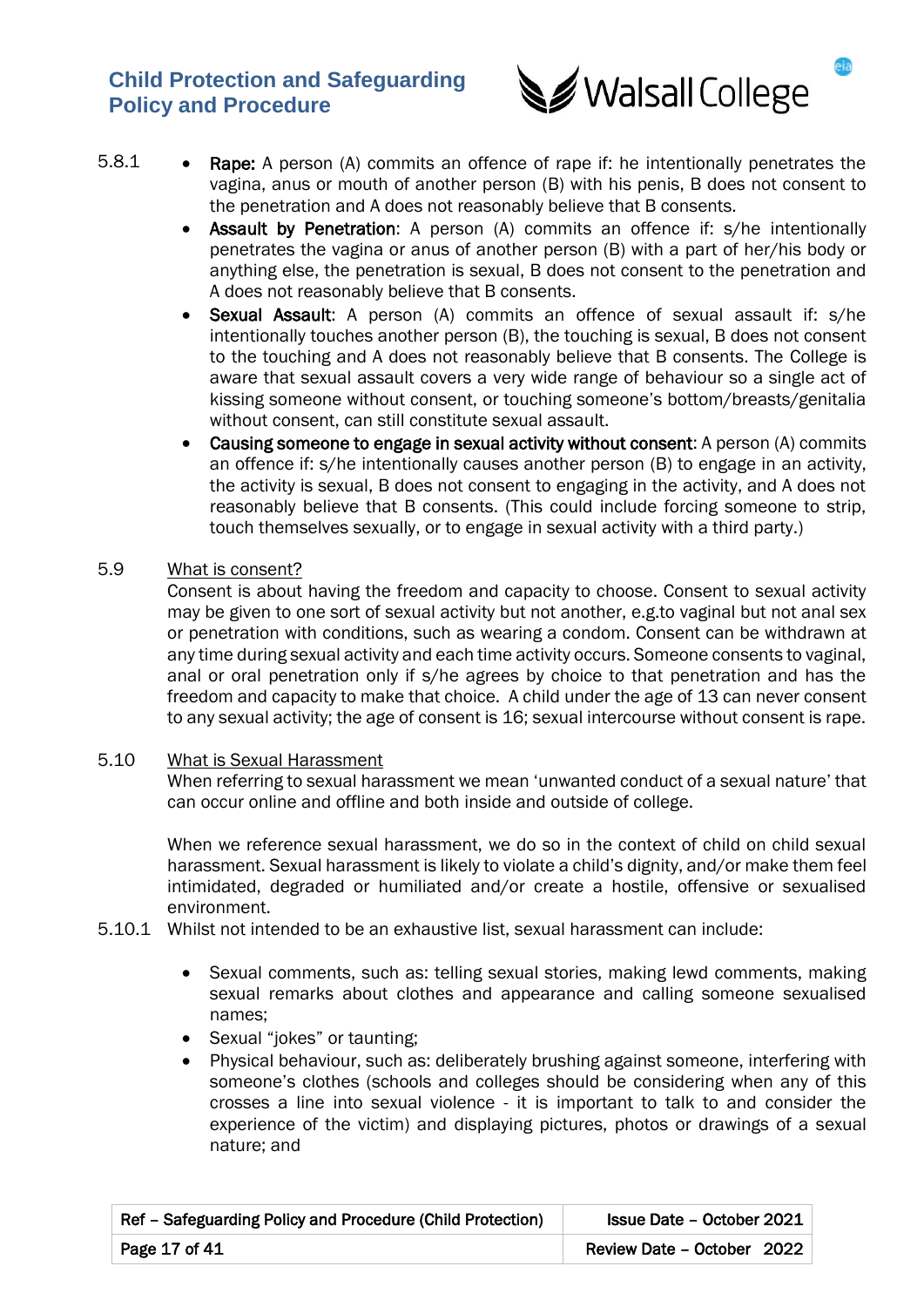5.8.1

- **Rape:** A person (A) commits an offence of rape if: he intentionally penetrates the vagina, anus or mouth of another person (B) with his penis, B does not consent to the penetration and A does not reasonably believe that B consents.
- **Assault by Penetration**: A person (A) commits an offence if: s/he intentionally penetrates the vagina or anus of another person (B) with a part of her/his body or anything else, the penetration is sexual, B does not consent to the penetration and A does not reasonably believe that B consents.
- **Sexual Assault**: A person (A) commits an offence of sexual assault if: s/he intentionally touches another person (B), the touching is sexual, B does not consent to the touching and A does not reasonably believe that B consents. The College is aware that sexual assault covers a very wide range of behaviour so a single act of kissing someone without consent, or touching someone's bottom/breasts/genitalia without consent, can still constitute sexual assault.
- **Causing someone to engage in sexual activity without consent**: A person (A) commits an offence if: s/he intentionally causes another person (B) to engage in an activity, the activity is sexual, B does not consent to engaging in the activity, and A does not reasonably believe that B consents. (This could include forcing someone to strip, touch themselves sexually, or to engage in sexual activity with a third party.)

5.9 <u>What is consent?</u>

Consent is about having the freedom and capacity to choose. Consent to sexual activity may be given to one sort of sexual activity but not another, e.g.to vaginal but not anal sex or penetration with conditions, such as wearing a condom. Consent can be withdrawn at any time during sexual activity and each time activity occurs. Someone consents to vaginal, anal or oral penetration only if s/he agrees by choice to that penetration and has the freedom and capacity to make that choice. A child under the age of 13 can never consent to any sexual activity; the age of consent is 16; sexual intercourse without consent is rape.

5.10 <u>What is Sexual Harassment</u>

When referring to sexual harassment we mean 'unwanted conduct of a sexual nature' that can occur online and offline and both inside and outside of college.

When we reference sexual harassment, we do so in the context of child on child sexual harassment. Sexual harassment is likely to violate a child's dignity, and/or make them feel intimidated, degraded or humiliated and/or create a hostile, offensive or sexualised environment.

5.10.1 Whilst not intended to be an exhaustive list, sexual harassment can include:

- Sexual comments, such as: telling sexual stories, making lewd comments, making sexual remarks about clothes and appearance and calling someone sexualised names;
- Sexual "jokes" or taunting;
- Physical behaviour, such as: deliberately brushing against someone, interfering with someone's clothes (schools and colleges should be considering when any of this crosses a line into sexual violence - it is important to talk to and consider the experience of the victim) and displaying pictures, photos or drawings of a sexual nature; and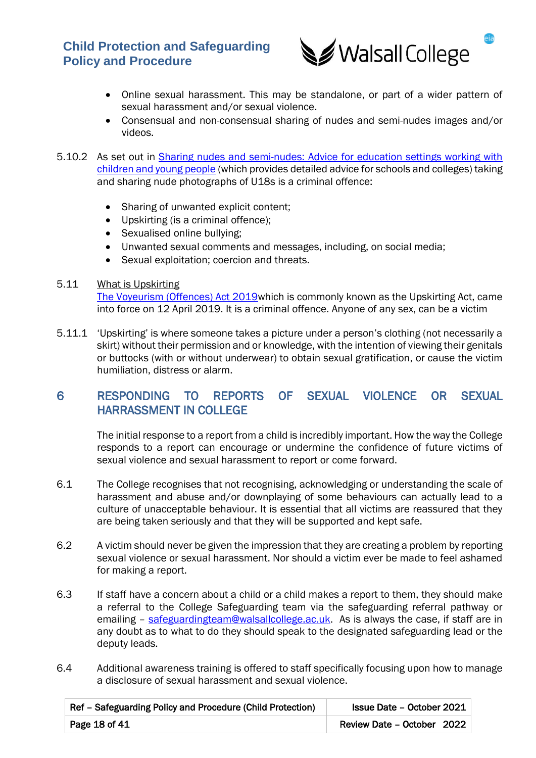- Online sexual harassment. This may be standalone, or part of a wider pattern of sexual harassment and/or sexual violence.
- Consensual and non-consensual sharing of nudes and semi-nudes images and/or videos.

5.10.2 As set out in [Sharing nudes and semi-nudes: Advice for education settings working with children and young people]() (which provides detailed advice for schools and colleges) taking and sharing nude photographs of U18s is a criminal offence:

- Sharing of unwanted explicit content;
- Upskirting (is a criminal offence);
- Sexualised online bullying;
- Unwanted sexual comments and messages, including, on social media;
- Sexual exploitation; coercion and threats.

5.11 <u>What is Upskirting</u>

[The Voyeurism (Offences) Act 2019]()which is commonly known as the Upskirting Act, came into force on 12 April 2019. It is a criminal offence. Anyone of any sex, can be a victim

5.11.1 'Upskirting' is where someone takes a picture under a person's clothing (not necessarily a skirt) without their permission and or knowledge, with the intention of viewing their genitals or buttocks (with or without underwear) to obtain sexual gratification, or cause the victim humiliation, distress or alarm.

## 6 RESPONDING TO REPORTS OF SEXUAL VIOLENCE OR SEXUAL HARRASSMENT IN COLLEGE

The initial response to a report from a child is incredibly important. How the way the College responds to a report can encourage or undermine the confidence of future victims of sexual violence and sexual harassment to report or come forward.

6.1 The College recognises that not recognising, acknowledging or understanding the scale of harassment and abuse and/or downplaying of some behaviours can actually lead to a culture of unacceptable behaviour. It is essential that all victims are reassured that they are being taken seriously and that they will be supported and kept safe.

6.2 A victim should never be given the impression that they are creating a problem by reporting sexual violence or sexual harassment. Nor should a victim ever be made to feel ashamed for making a report.

6.3 If staff have a concern about a child or a child makes a report to them, they should make a referral to the College Safeguarding team via the safeguarding referral pathway or emailing – [safeguardingteam@walsallcollege.ac.uk](mailto:safeguardingteam@walsallcollege.ac.uk). As is always the case, if staff are in any doubt as to what to do they should speak to the designated safeguarding lead or the deputy leads.

6.4 Additional awareness training is offered to staff specifically focusing upon how to manage a disclosure of sexual harassment and sexual violence.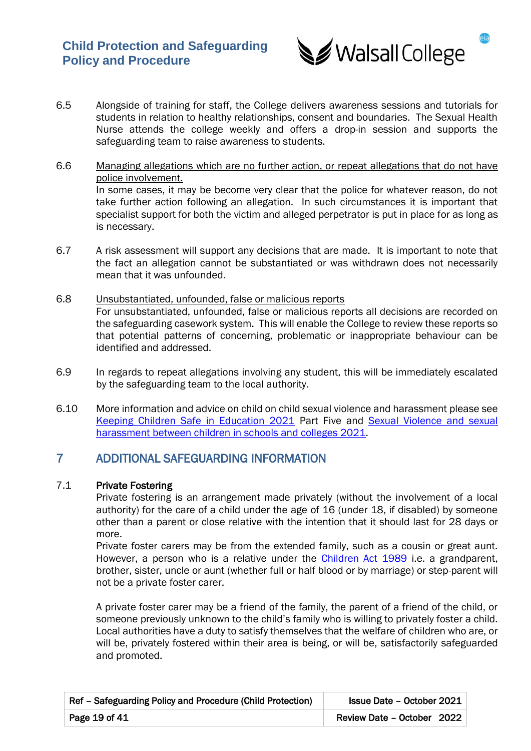6.5 Alongside of training for staff, the College delivers awareness sessions and tutorials for students in relation to healthy relationships, consent and boundaries. The Sexual Health Nurse attends the college weekly and offers a drop-in session and supports the safeguarding team to raise awareness to students.

6.6 Managing allegations which are no further action, or repeat allegations that do not have police involvement.
In some cases, it may be become very clear that the police for whatever reason, do not take further action following an allegation. In such circumstances it is important that specialist support for both the victim and alleged perpetrator is put in place for as long as is necessary.

6.7 A risk assessment will support any decisions that are made. It is important to note that the fact an allegation cannot be substantiated or was withdrawn does not necessarily mean that it was unfounded.

6.8 Unsubstantiated, unfounded, false or malicious reports
For unsubstantiated, unfounded, false or malicious reports all decisions are recorded on the safeguarding casework system. This will enable the College to review these reports so that potential patterns of concerning, problematic or inappropriate behaviour can be identified and addressed.

6.9 In regards to repeat allegations involving any student, this will be immediately escalated by the safeguarding team to the local authority.

6.10 More information and advice on child on child sexual violence and harassment please see Keeping Children Safe in Education 2021 Part Five and Sexual Violence and sexual harassment between children in schools and colleges 2021.

## 7 ADDITIONAL SAFEGUARDING INFORMATION

7.1 **Private Fostering**

Private fostering is an arrangement made privately (without the involvement of a local authority) for the care of a child under the age of 16 (under 18, if disabled) by someone other than a parent or close relative with the intention that it should last for 28 days or more.

Private foster carers may be from the extended family, such as a cousin or great aunt. However, a person who is a relative under the Children Act 1989 i.e. a grandparent, brother, sister, uncle or aunt (whether full or half blood or by marriage) or step-parent will not be a private foster carer.

A private foster carer may be a friend of the family, the parent of a friend of the child, or someone previously unknown to the child's family who is willing to privately foster a child. Local authorities have a duty to satisfy themselves that the welfare of children who are, or will be, privately fostered within their area is being, or will be, satisfactorily safeguarded and promoted.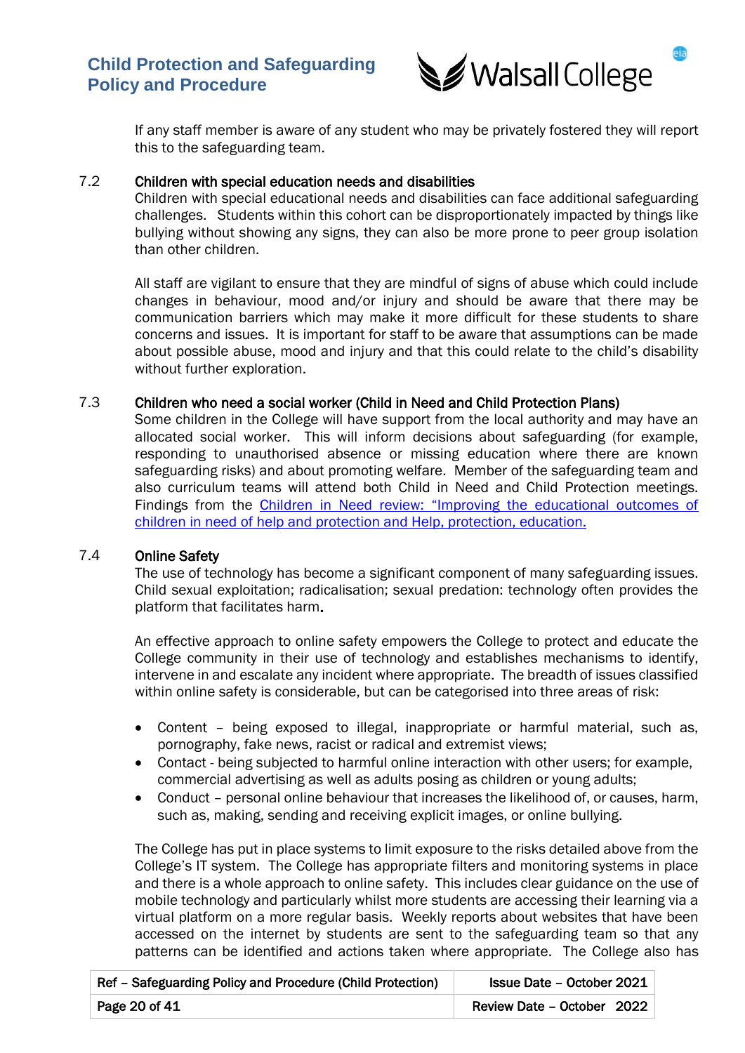If any staff member is aware of any student who may be privately fostered they will report this to the safeguarding team.

### 7.2 Children with special education needs and disabilities

Children with special educational needs and disabilities can face additional safeguarding challenges. Students within this cohort can be disproportionately impacted by things like bullying without showing any signs, they can also be more prone to peer group isolation than other children.

All staff are vigilant to ensure that they are mindful of signs of abuse which could include changes in behaviour, mood and/or injury and should be aware that there may be communication barriers which may make it more difficult for these students to share concerns and issues. It is important for staff to be aware that assumptions can be made about possible abuse, mood and injury and that this could relate to the child's disability without further exploration.

### 7.3 Children who need a social worker (Child in Need and Child Protection Plans)

Some children in the College will have support from the local authority and may have an allocated social worker. This will inform decisions about safeguarding (for example, responding to unauthorised absence or missing education where there are known safeguarding risks) and about promoting welfare. Member of the safeguarding team and also curriculum teams will attend both Child in Need and Child Protection meetings. Findings from the Children in Need review: "Improving the educational outcomes of children in need of help and protection and Help, protection, education.

### 7.4 Online Safety

The use of technology has become a significant component of many safeguarding issues. Child sexual exploitation; radicalisation; sexual predation: technology often provides the platform that facilitates harm.

An effective approach to online safety empowers the College to protect and educate the College community in their use of technology and establishes mechanisms to identify, intervene in and escalate any incident where appropriate. The breadth of issues classified within online safety is considerable, but can be categorised into three areas of risk:

- Content – being exposed to illegal, inappropriate or harmful material, such as, pornography, fake news, racist or radical and extremist views;
- Contact - being subjected to harmful online interaction with other users; for example, commercial advertising as well as adults posing as children or young adults;
- Conduct – personal online behaviour that increases the likelihood of, or causes, harm, such as, making, sending and receiving explicit images, or online bullying.

The College has put in place systems to limit exposure to the risks detailed above from the College's IT system. The College has appropriate filters and monitoring systems in place and there is a whole approach to online safety. This includes clear guidance on the use of mobile technology and particularly whilst more students are accessing their learning via a virtual platform on a more regular basis. Weekly reports about websites that have been accessed on the internet by students are sent to the safeguarding team so that any patterns can be identified and actions taken where appropriate. The College also has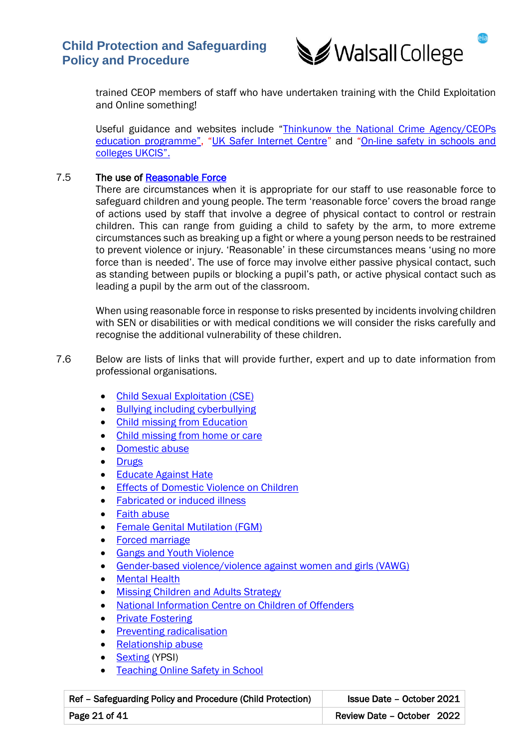trained CEOP members of staff who have undertaken training with the Child Exploitation and Online something!

Useful guidance and websites include "Thinkunow the National Crime Agency/CEOPs education programme", "UK Safer Internet Centre" and "On-line safety in schools and colleges UKCIS".

7.5 **The use of Reasonable Force**

There are circumstances when it is appropriate for our staff to use reasonable force to safeguard children and young people. The term 'reasonable force' covers the broad range of actions used by staff that involve a degree of physical contact to control or restrain children. This can range from guiding a child to safety by the arm, to more extreme circumstances such as breaking up a fight or where a young person needs to be restrained to prevent violence or injury. 'Reasonable' in these circumstances means 'using no more force than is needed'. The use of force may involve either passive physical contact, such as standing between pupils or blocking a pupil's path, or active physical contact such as leading a pupil by the arm out of the classroom.

When using reasonable force in response to risks presented by incidents involving children with SEN or disabilities or with medical conditions we will consider the risks carefully and recognise the additional vulnerability of these children.

7.6 Below are lists of links that will provide further, expert and up to date information from professional organisations.

- Child Sexual Exploitation (CSE)
- Bullying including cyberbullying
- Child missing from Education
- Child missing from home or care
- Domestic abuse
- Drugs
- Educate Against Hate
- Effects of Domestic Violence on Children
- Fabricated or induced illness
- Faith abuse
- Female Genital Mutilation (FGM)
- Forced marriage
- Gangs and Youth Violence
- Gender-based violence/violence against women and girls (VAWG)
- Mental Health
- Missing Children and Adults Strategy
- National Information Centre on Children of Offenders
- Private Fostering
- Preventing radicalisation
- Relationship abuse
- Sexting (YPSI)
- Teaching Online Safety in School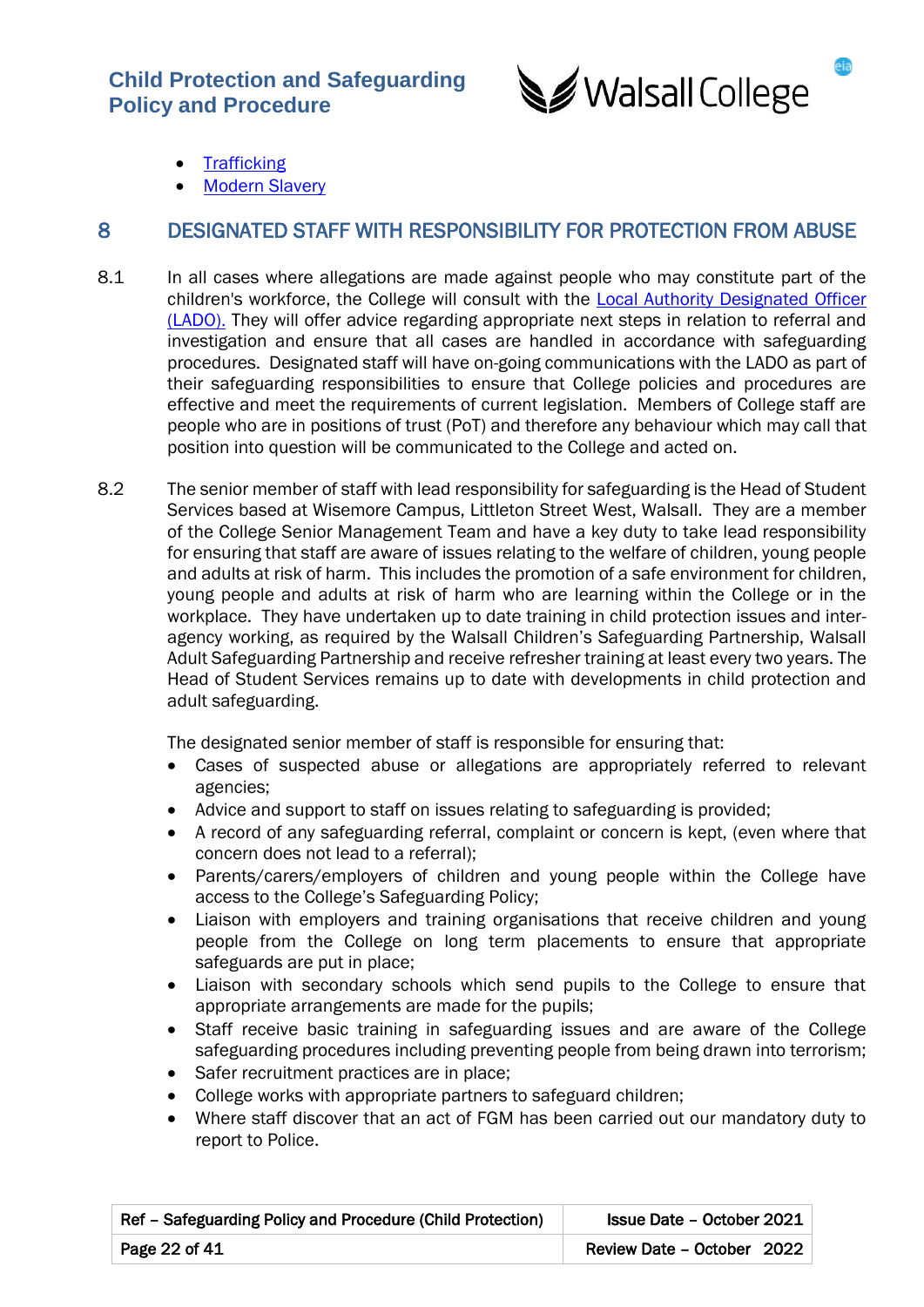- [Trafficking]
- [Modern Slavery]

## 8 DESIGNATED STAFF WITH RESPONSIBILITY FOR PROTECTION FROM ABUSE

8.1 In all cases where allegations are made against people who may constitute part of the children's workforce, the College will consult with the Local Authority Designated Officer (LADO). They will offer advice regarding appropriate next steps in relation to referral and investigation and ensure that all cases are handled in accordance with safeguarding procedures. Designated staff will have on-going communications with the LADO as part of their safeguarding responsibilities to ensure that College policies and procedures are effective and meet the requirements of current legislation. Members of College staff are people who are in positions of trust (PoT) and therefore any behaviour which may call that position into question will be communicated to the College and acted on.

8.2 The senior member of staff with lead responsibility for safeguarding is the Head of Student Services based at Wisemore Campus, Littleton Street West, Walsall. They are a member of the College Senior Management Team and have a key duty to take lead responsibility for ensuring that staff are aware of issues relating to the welfare of children, young people and adults at risk of harm. This includes the promotion of a safe environment for children, young people and adults at risk of harm who are learning within the College or in the workplace. They have undertaken up to date training in child protection issues and inter-agency working, as required by the Walsall Children's Safeguarding Partnership, Walsall Adult Safeguarding Partnership and receive refresher training at least every two years. The Head of Student Services remains up to date with developments in child protection and adult safeguarding.

The designated senior member of staff is responsible for ensuring that:

- Cases of suspected abuse or allegations are appropriately referred to relevant agencies;
- Advice and support to staff on issues relating to safeguarding is provided;
- A record of any safeguarding referral, complaint or concern is kept, (even where that concern does not lead to a referral);
- Parents/carers/employers of children and young people within the College have access to the College's Safeguarding Policy;
- Liaison with employers and training organisations that receive children and young people from the College on long term placements to ensure that appropriate safeguards are put in place;
- Liaison with secondary schools which send pupils to the College to ensure that appropriate arrangements are made for the pupils;
- Staff receive basic training in safeguarding issues and are aware of the College safeguarding procedures including preventing people from being drawn into terrorism;
- Safer recruitment practices are in place;
- College works with appropriate partners to safeguard children;
- Where staff discover that an act of FGM has been carried out our mandatory duty to report to Police.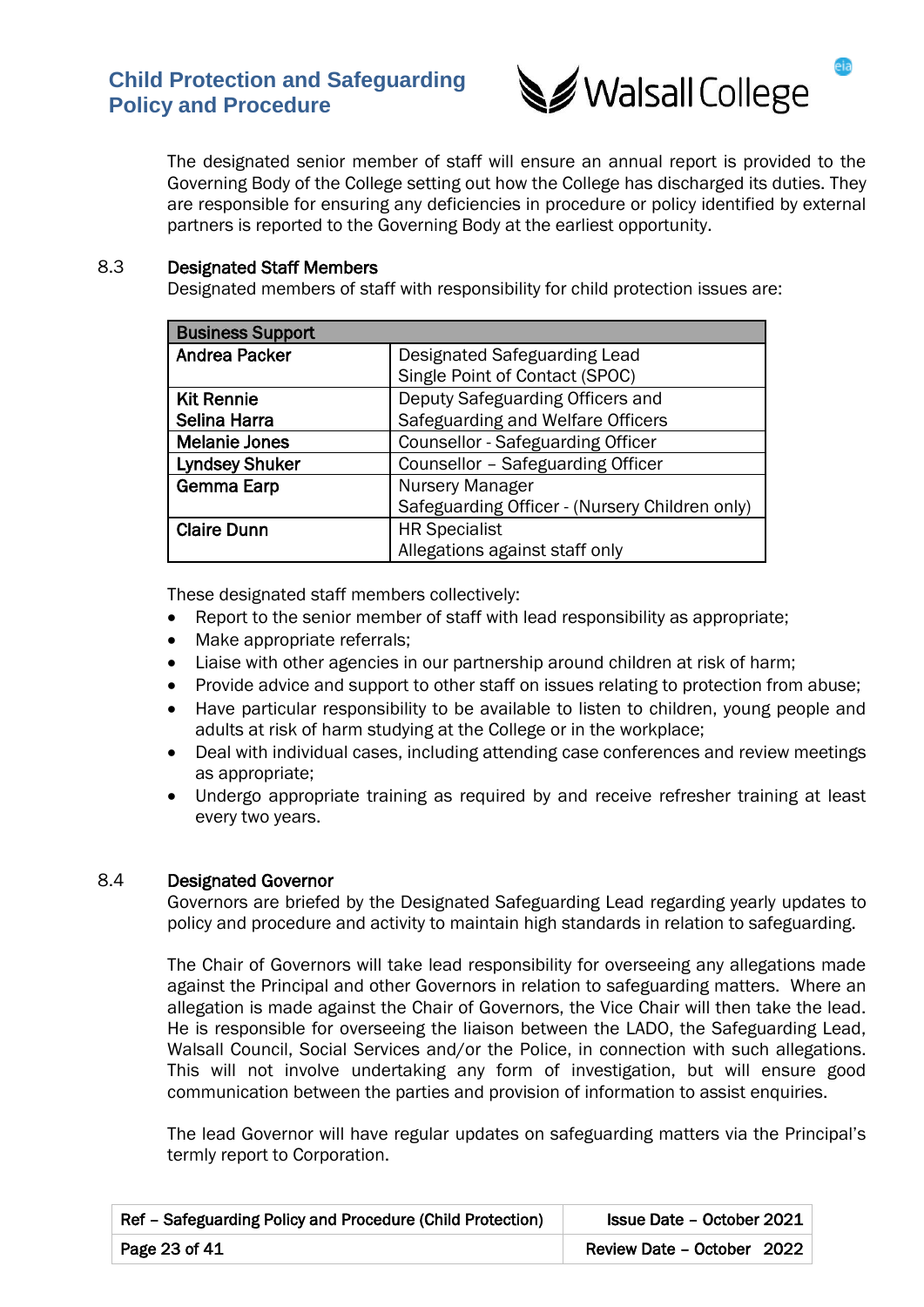The designated senior member of staff will ensure an annual report is provided to the Governing Body of the College setting out how the College has discharged its duties. They are responsible for ensuring any deficiencies in procedure or policy identified by external partners is reported to the Governing Body at the earliest opportunity.

### 8.3 Designated Staff Members

Designated members of staff with responsibility for child protection issues are:

| Business Support | |
|---|---|
| **Andrea Packer** | Designated Safeguarding Lead<br>Single Point of Contact (SPOC) |
| **Kit Rennie**<br>**Selina Harra** | Deputy Safeguarding Officers and<br>Safeguarding and Welfare Officers |
| **Melanie Jones** | Counsellor - Safeguarding Officer |
| **Lyndsey Shuker** | Counsellor – Safeguarding Officer |
| **Gemma Earp** | Nursery Manager<br>Safeguarding Officer - (Nursery Children only) |
| **Claire Dunn** | HR Specialist<br>Allegations against staff only |

These designated staff members collectively:

- Report to the senior member of staff with lead responsibility as appropriate;
- Make appropriate referrals;
- Liaise with other agencies in our partnership around children at risk of harm;
- Provide advice and support to other staff on issues relating to protection from abuse;
- Have particular responsibility to be available to listen to children, young people and adults at risk of harm studying at the College or in the workplace;
- Deal with individual cases, including attending case conferences and review meetings as appropriate;
- Undergo appropriate training as required by and receive refresher training at least every two years.

### 8.4 Designated Governor

Governors are briefed by the Designated Safeguarding Lead regarding yearly updates to policy and procedure and activity to maintain high standards in relation to safeguarding.

The Chair of Governors will take lead responsibility for overseeing any allegations made against the Principal and other Governors in relation to safeguarding matters. Where an allegation is made against the Chair of Governors, the Vice Chair will then take the lead. He is responsible for overseeing the liaison between the LADO, the Safeguarding Lead, Walsall Council, Social Services and/or the Police, in connection with such allegations. This will not involve undertaking any form of investigation, but will ensure good communication between the parties and provision of information to assist enquiries.

The lead Governor will have regular updates on safeguarding matters via the Principal's termly report to Corporation.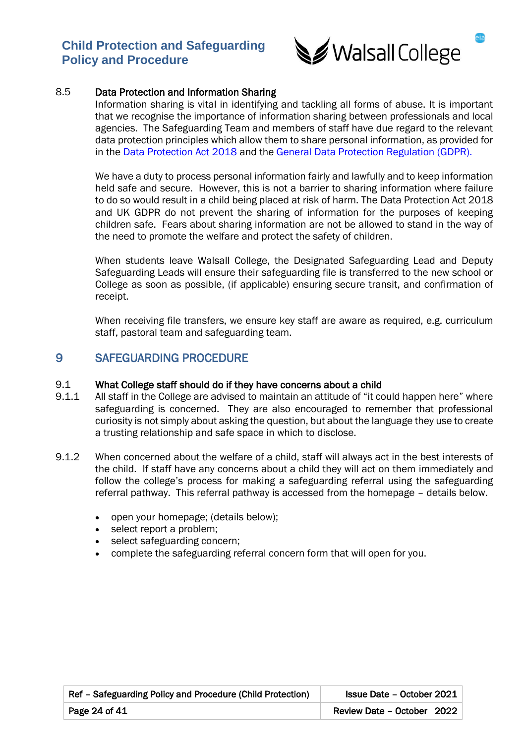### 8.5 Data Protection and Information Sharing

Information sharing is vital in identifying and tackling all forms of abuse. It is important that we recognise the importance of information sharing between professionals and local agencies. The Safeguarding Team and members of staff have due regard to the relevant data protection principles which allow them to share personal information, as provided for in the [Data Protection Act 2018] and the [General Data Protection Regulation (GDPR).]

We have a duty to process personal information fairly and lawfully and to keep information held safe and secure. However, this is not a barrier to sharing information where failure to do so would result in a child being placed at risk of harm. The Data Protection Act 2018 and UK GDPR do not prevent the sharing of information for the purposes of keeping children safe. Fears about sharing information are not be allowed to stand in the way of the need to promote the welfare and protect the safety of children.

When students leave Walsall College, the Designated Safeguarding Lead and Deputy Safeguarding Leads will ensure their safeguarding file is transferred to the new school or College as soon as possible, (if applicable) ensuring secure transit, and confirmation of receipt.

When receiving file transfers, we ensure key staff are aware as required, e.g. curriculum staff, pastoral team and safeguarding team.

## 9 SAFEGUARDING PROCEDURE

### 9.1 What College staff should do if they have concerns about a child

9.1.1 All staff in the College are advised to maintain an attitude of "it could happen here" where safeguarding is concerned. They are also encouraged to remember that professional curiosity is not simply about asking the question, but about the language they use to create a trusting relationship and safe space in which to disclose.

9.1.2 When concerned about the welfare of a child, staff will always act in the best interests of the child. If staff have any concerns about a child they will act on them immediately and follow the college's process for making a safeguarding referral using the safeguarding referral pathway. This referral pathway is accessed from the homepage – details below.

- open your homepage; (details below);
- select report a problem;
- select safeguarding concern;
- complete the safeguarding referral concern form that will open for you.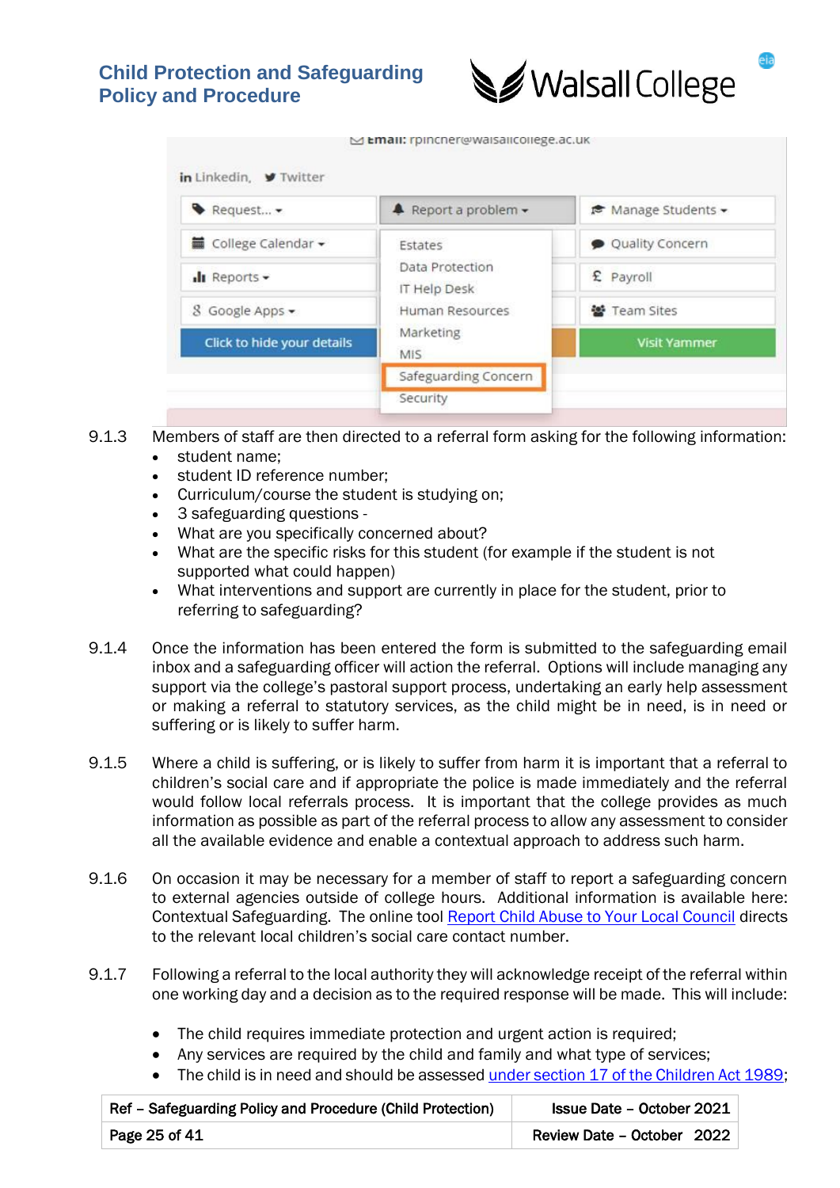9.1.3 Members of staff are then directed to a referral form asking for the following information:

- student name;
- student ID reference number;
- Curriculum/course the student is studying on;
- 3 safeguarding questions -
- What are you specifically concerned about?
- What are the specific risks for this student (for example if the student is not supported what could happen)
- What interventions and support are currently in place for the student, prior to referring to safeguarding?

9.1.4 Once the information has been entered the form is submitted to the safeguarding email inbox and a safeguarding officer will action the referral. Options will include managing any support via the college's pastoral support process, undertaking an early help assessment or making a referral to statutory services, as the child might be in need, is in need or suffering or is likely to suffer harm.

9.1.5 Where a child is suffering, or is likely to suffer from harm it is important that a referral to children's social care and if appropriate the police is made immediately and the referral would follow local referrals process. It is important that the college provides as much information as possible as part of the referral process to allow any assessment to consider all the available evidence and enable a contextual approach to address such harm.

9.1.6 On occasion it may be necessary for a member of staff to report a safeguarding concern to external agencies outside of college hours. Additional information is available here: Contextual Safeguarding. The online tool Report Child Abuse to Your Local Council directs to the relevant local children's social care contact number.

9.1.7 Following a referral to the local authority they will acknowledge receipt of the referral within one working day and a decision as to the required response will be made. This will include:

- The child requires immediate protection and urgent action is required;
- Any services are required by the child and family and what type of services;
- The child is in need and should be assessed under section 17 of the Children Act 1989;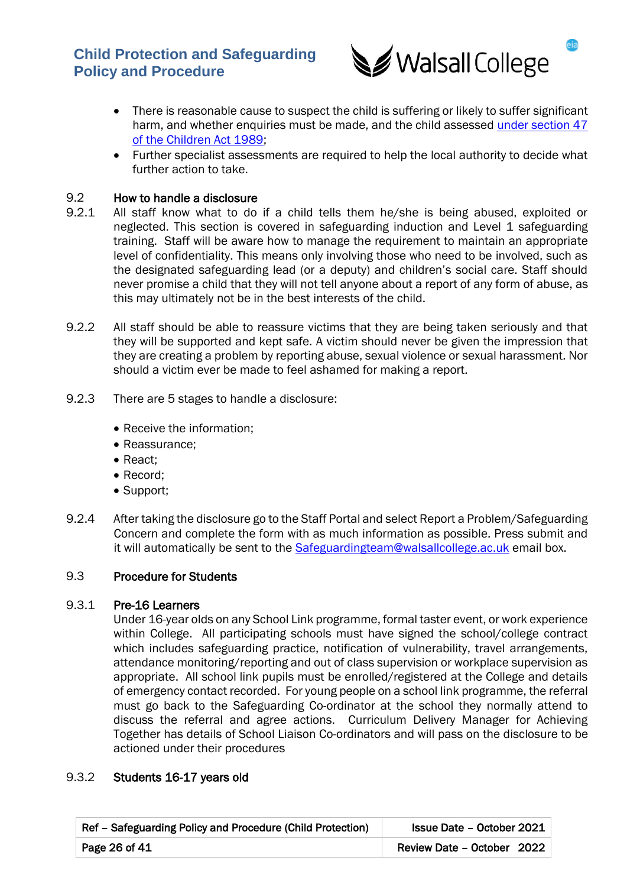- There is reasonable cause to suspect the child is suffering or likely to suffer significant harm, and whether enquiries must be made, and the child assessed under section 47 of the Children Act 1989;
- Further specialist assessments are required to help the local authority to decide what further action to take.

### 9.2 How to handle a disclosure

9.2.1 All staff know what to do if a child tells them he/she is being abused, exploited or neglected. This section is covered in safeguarding induction and Level 1 safeguarding training. Staff will be aware how to manage the requirement to maintain an appropriate level of confidentiality. This means only involving those who need to be involved, such as the designated safeguarding lead (or a deputy) and children's social care. Staff should never promise a child that they will not tell anyone about a report of any form of abuse, as this may ultimately not be in the best interests of the child.

9.2.2 All staff should be able to reassure victims that they are being taken seriously and that they will be supported and kept safe. A victim should never be given the impression that they are creating a problem by reporting abuse, sexual violence or sexual harassment. Nor should a victim ever be made to feel ashamed for making a report.

9.2.3 There are 5 stages to handle a disclosure:

- Receive the information;
- Reassurance;
- React;
- Record;
- Support;

9.2.4 After taking the disclosure go to the Staff Portal and select Report a Problem/Safeguarding Concern and complete the form with as much information as possible. Press submit and it will automatically be sent to the Safeguardingteam@walsallcollege.ac.uk email box.

### 9.3 Procedure for Students

#### 9.3.1 Pre-16 Learners

Under 16-year olds on any School Link programme, formal taster event, or work experience within College. All participating schools must have signed the school/college contract which includes safeguarding practice, notification of vulnerability, travel arrangements, attendance monitoring/reporting and out of class supervision or workplace supervision as appropriate. All school link pupils must be enrolled/registered at the College and details of emergency contact recorded. For young people on a school link programme, the referral must go back to the Safeguarding Co-ordinator at the school they normally attend to discuss the referral and agree actions. Curriculum Delivery Manager for Achieving Together has details of School Liaison Co-ordinators and will pass on the disclosure to be actioned under their procedures

#### 9.3.2 Students 16-17 years old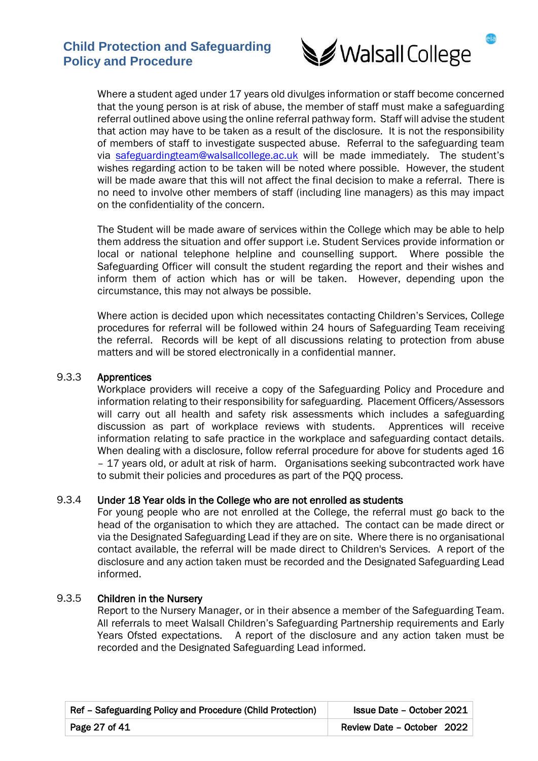Where a student aged under 17 years old divulges information or staff become concerned that the young person is at risk of abuse, the member of staff must make a safeguarding referral outlined above using the online referral pathway form. Staff will advise the student that action may have to be taken as a result of the disclosure. It is not the responsibility of members of staff to investigate suspected abuse. Referral to the safeguarding team via safeguardingteam@walsallcollege.ac.uk will be made immediately. The student's wishes regarding action to be taken will be noted where possible. However, the student will be made aware that this will not affect the final decision to make a referral. There is no need to involve other members of staff (including line managers) as this may impact on the confidentiality of the concern.

The Student will be made aware of services within the College which may be able to help them address the situation and offer support i.e. Student Services provide information or local or national telephone helpline and counselling support. Where possible the Safeguarding Officer will consult the student regarding the report and their wishes and inform them of action which has or will be taken. However, depending upon the circumstance, this may not always be possible.

Where action is decided upon which necessitates contacting Children's Services, College procedures for referral will be followed within 24 hours of Safeguarding Team receiving the referral. Records will be kept of all discussions relating to protection from abuse matters and will be stored electronically in a confidential manner.

#### 9.3.3 Apprentices

Workplace providers will receive a copy of the Safeguarding Policy and Procedure and information relating to their responsibility for safeguarding. Placement Officers/Assessors will carry out all health and safety risk assessments which includes a safeguarding discussion as part of workplace reviews with students. Apprentices will receive information relating to safe practice in the workplace and safeguarding contact details. When dealing with a disclosure, follow referral procedure for above for students aged 16 – 17 years old, or adult at risk of harm. Organisations seeking subcontracted work have to submit their policies and procedures as part of the PQQ process.

#### 9.3.4 Under 18 Year olds in the College who are not enrolled as students

For young people who are not enrolled at the College, the referral must go back to the head of the organisation to which they are attached. The contact can be made direct or via the Designated Safeguarding Lead if they are on site. Where there is no organisational contact available, the referral will be made direct to Children's Services. A report of the disclosure and any action taken must be recorded and the Designated Safeguarding Lead informed.

#### 9.3.5 Children in the Nursery

Report to the Nursery Manager, or in their absence a member of the Safeguarding Team. All referrals to meet Walsall Children's Safeguarding Partnership requirements and Early Years Ofsted expectations. A report of the disclosure and any action taken must be recorded and the Designated Safeguarding Lead informed.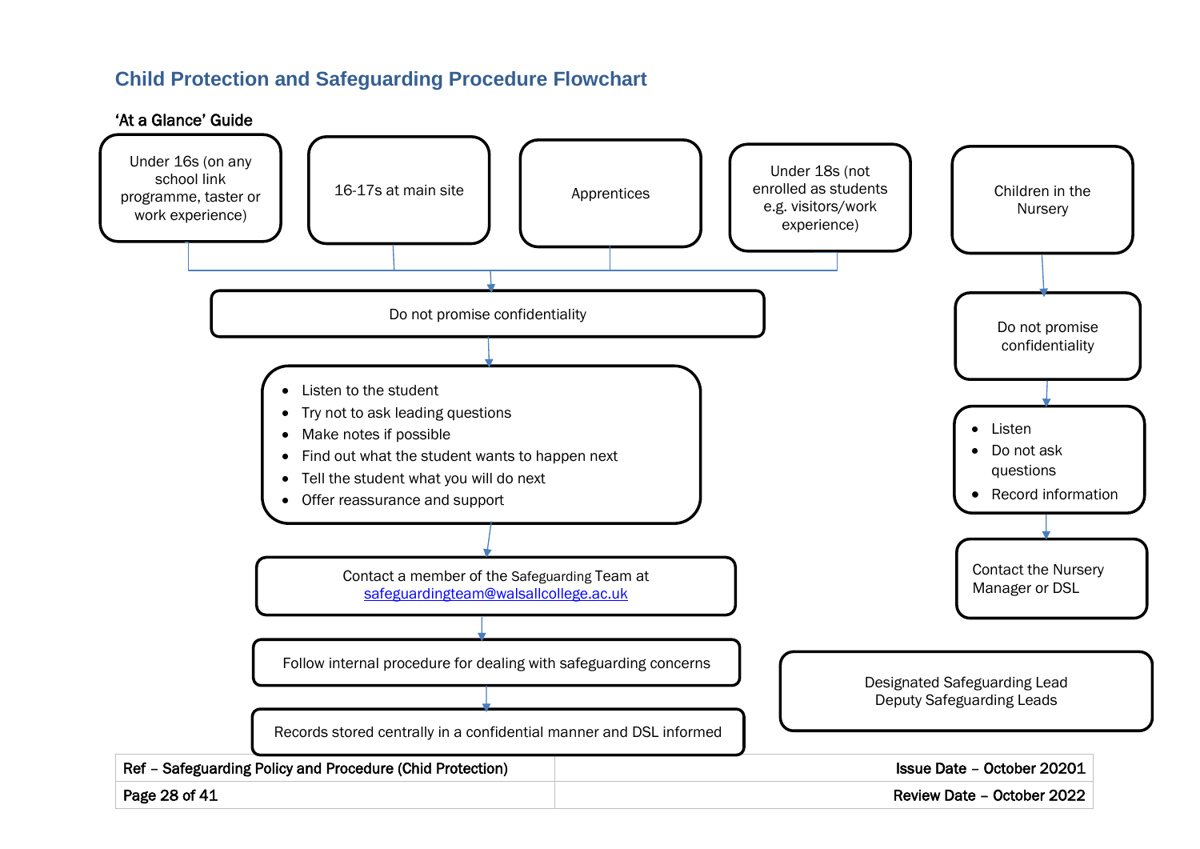## Child Protection and Safeguarding Procedure Flowchart

**'At a Glance' Guide**

Under 16s (on any school link programme, taster or work experience)

16-17s at main site

Apprentices

Under 18s (not enrolled as students e.g. visitors/work experience)

Do not promise confidentiality

- Listen to the student
- Try not to ask leading questions
- Make notes if possible
- Find out what the student wants to happen next
- Tell the student what you will do next
- Offer reassurance and support

Contact a member of the Safeguarding Team at safeguardingteam@walsallcollege.ac.uk

Follow internal procedure for dealing with safeguarding concerns

Records stored centrally in a confidential manner and DSL informed

Children in the Nursery

Do not promise confidentiality

- Listen
- Do not ask questions
- Record information

Contact the Nursery Manager or DSL

Designated Safeguarding Lead
Deputy Safeguarding Leads

| Ref – Safeguarding Policy and Procedure (Chid Protection) | Issue Date – October 20201 |
|---|---|
| Page 28 of 41 | Review Date – October 2022 |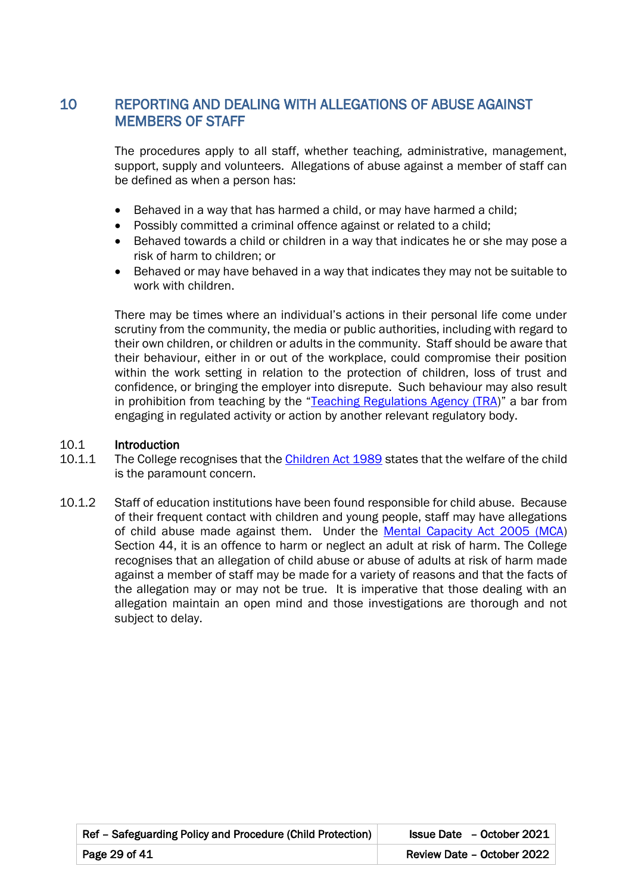## 10 REPORTING AND DEALING WITH ALLEGATIONS OF ABUSE AGAINST MEMBERS OF STAFF

The procedures apply to all staff, whether teaching, administrative, management, support, supply and volunteers. Allegations of abuse against a member of staff can be defined as when a person has:

- Behaved in a way that has harmed a child, or may have harmed a child;
- Possibly committed a criminal offence against or related to a child;
- Behaved towards a child or children in a way that indicates he or she may pose a risk of harm to children; or
- Behaved or may have behaved in a way that indicates they may not be suitable to work with children.

There may be times where an individual's actions in their personal life come under scrutiny from the community, the media or public authorities, including with regard to their own children, or children or adults in the community. Staff should be aware that their behaviour, either in or out of the workplace, could compromise their position within the work setting in relation to the protection of children, loss of trust and confidence, or bringing the employer into disrepute. Such behaviour may also result in prohibition from teaching by the "Teaching Regulations Agency (TRA)" a bar from engaging in regulated activity or action by another relevant regulatory body.

### 10.1 Introduction

10.1.1 The College recognises that the Children Act 1989 states that the welfare of the child is the paramount concern.

10.1.2 Staff of education institutions have been found responsible for child abuse. Because of their frequent contact with children and young people, staff may have allegations of child abuse made against them. Under the Mental Capacity Act 2005 (MCA) Section 44, it is an offence to harm or neglect an adult at risk of harm. The College recognises that an allegation of child abuse or abuse of adults at risk of harm made against a member of staff may be made for a variety of reasons and that the facts of the allegation may or may not be true. It is imperative that those dealing with an allegation maintain an open mind and those investigations are thorough and not subject to delay.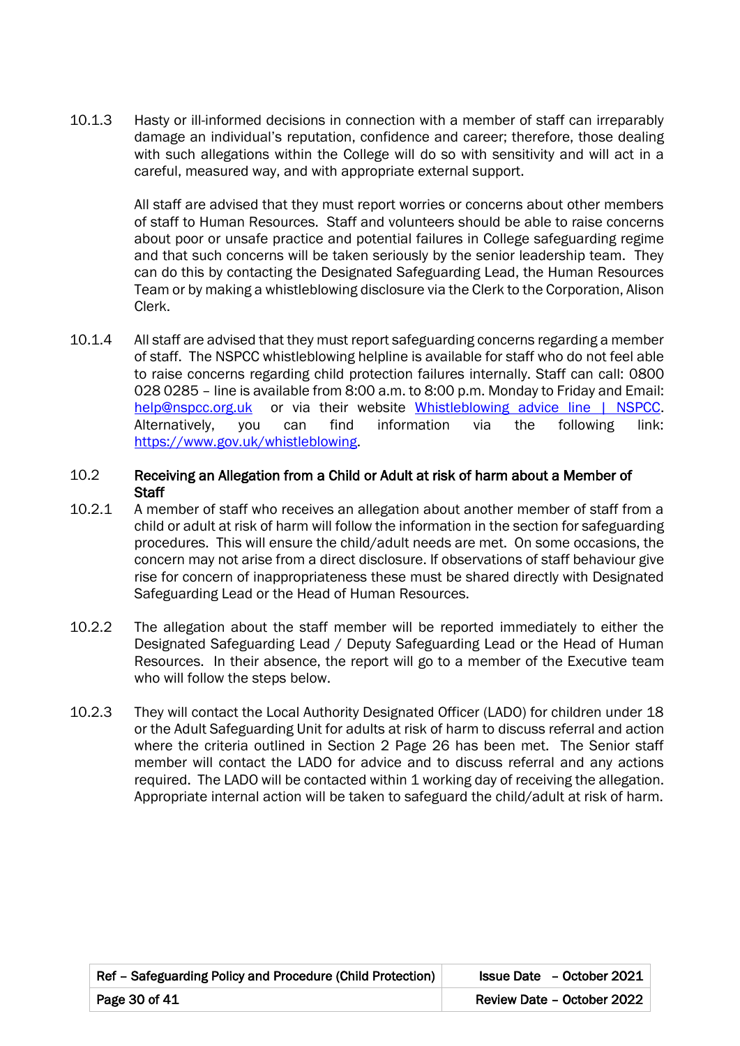10.1.3 Hasty or ill-informed decisions in connection with a member of staff can irreparably damage an individual's reputation, confidence and career; therefore, those dealing with such allegations within the College will do so with sensitivity and will act in a careful, measured way, and with appropriate external support.

All staff are advised that they must report worries or concerns about other members of staff to Human Resources. Staff and volunteers should be able to raise concerns about poor or unsafe practice and potential failures in College safeguarding regime and that such concerns will be taken seriously by the senior leadership team. They can do this by contacting the Designated Safeguarding Lead, the Human Resources Team or by making a whistleblowing disclosure via the Clerk to the Corporation, Alison Clerk.

10.1.4 All staff are advised that they must report safeguarding concerns regarding a member of staff. The NSPCC whistleblowing helpline is available for staff who do not feel able to raise concerns regarding child protection failures internally. Staff can call: 0800 028 0285 – line is available from 8:00 a.m. to 8:00 p.m. Monday to Friday and Email: help@nspcc.org.uk or via their website Whistleblowing advice line | NSPCC. Alternatively, you can find information via the following link: https://www.gov.uk/whistleblowing.

### 10.2 Receiving an Allegation from a Child or Adult at risk of harm about a Member of Staff

10.2.1 A member of staff who receives an allegation about another member of staff from a child or adult at risk of harm will follow the information in the section for safeguarding procedures. This will ensure the child/adult needs are met. On some occasions, the concern may not arise from a direct disclosure. If observations of staff behaviour give rise for concern of inappropriateness these must be shared directly with Designated Safeguarding Lead or the Head of Human Resources.

10.2.2 The allegation about the staff member will be reported immediately to either the Designated Safeguarding Lead / Deputy Safeguarding Lead or the Head of Human Resources. In their absence, the report will go to a member of the Executive team who will follow the steps below.

10.2.3 They will contact the Local Authority Designated Officer (LADO) for children under 18 or the Adult Safeguarding Unit for adults at risk of harm to discuss referral and action where the criteria outlined in Section 2 Page 26 has been met. The Senior staff member will contact the LADO for advice and to discuss referral and any actions required. The LADO will be contacted within 1 working day of receiving the allegation. Appropriate internal action will be taken to safeguard the child/adult at risk of harm.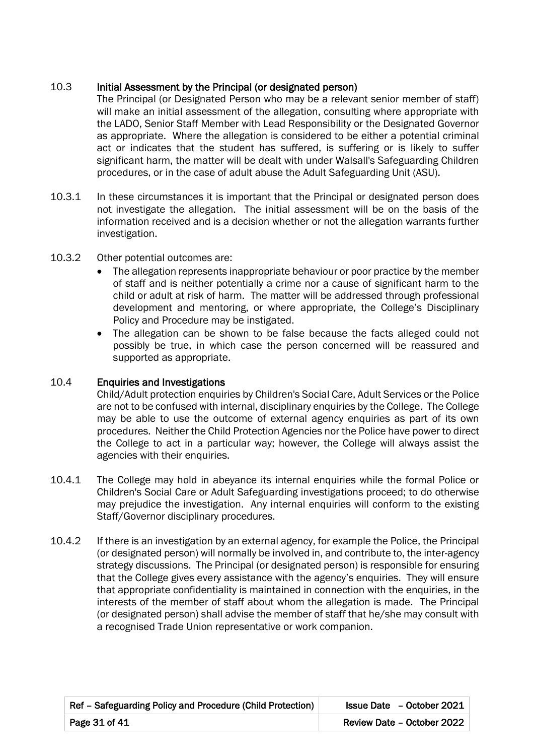### 10.3 Initial Assessment by the Principal (or designated person)

The Principal (or Designated Person who may be a relevant senior member of staff) will make an initial assessment of the allegation, consulting where appropriate with the LADO, Senior Staff Member with Lead Responsibility or the Designated Governor as appropriate. Where the allegation is considered to be either a potential criminal act or indicates that the student has suffered, is suffering or is likely to suffer significant harm, the matter will be dealt with under Walsall's Safeguarding Children procedures, or in the case of adult abuse the Adult Safeguarding Unit (ASU).

10.3.1 In these circumstances it is important that the Principal or designated person does not investigate the allegation. The initial assessment will be on the basis of the information received and is a decision whether or not the allegation warrants further investigation.

10.3.2 Other potential outcomes are:

- The allegation represents inappropriate behaviour or poor practice by the member of staff and is neither potentially a crime nor a cause of significant harm to the child or adult at risk of harm. The matter will be addressed through professional development and mentoring, or where appropriate, the College's Disciplinary Policy and Procedure may be instigated.
- The allegation can be shown to be false because the facts alleged could not possibly be true, in which case the person concerned will be reassured and supported as appropriate.

### 10.4 Enquiries and Investigations

Child/Adult protection enquiries by Children's Social Care, Adult Services or the Police are not to be confused with internal, disciplinary enquiries by the College. The College may be able to use the outcome of external agency enquiries as part of its own procedures. Neither the Child Protection Agencies nor the Police have power to direct the College to act in a particular way; however, the College will always assist the agencies with their enquiries.

10.4.1 The College may hold in abeyance its internal enquiries while the formal Police or Children's Social Care or Adult Safeguarding investigations proceed; to do otherwise may prejudice the investigation. Any internal enquiries will conform to the existing Staff/Governor disciplinary procedures.

10.4.2 If there is an investigation by an external agency, for example the Police, the Principal (or designated person) will normally be involved in, and contribute to, the inter-agency strategy discussions. The Principal (or designated person) is responsible for ensuring that the College gives every assistance with the agency's enquiries. They will ensure that appropriate confidentiality is maintained in connection with the enquiries, in the interests of the member of staff about whom the allegation is made. The Principal (or designated person) shall advise the member of staff that he/she may consult with a recognised Trade Union representative or work companion.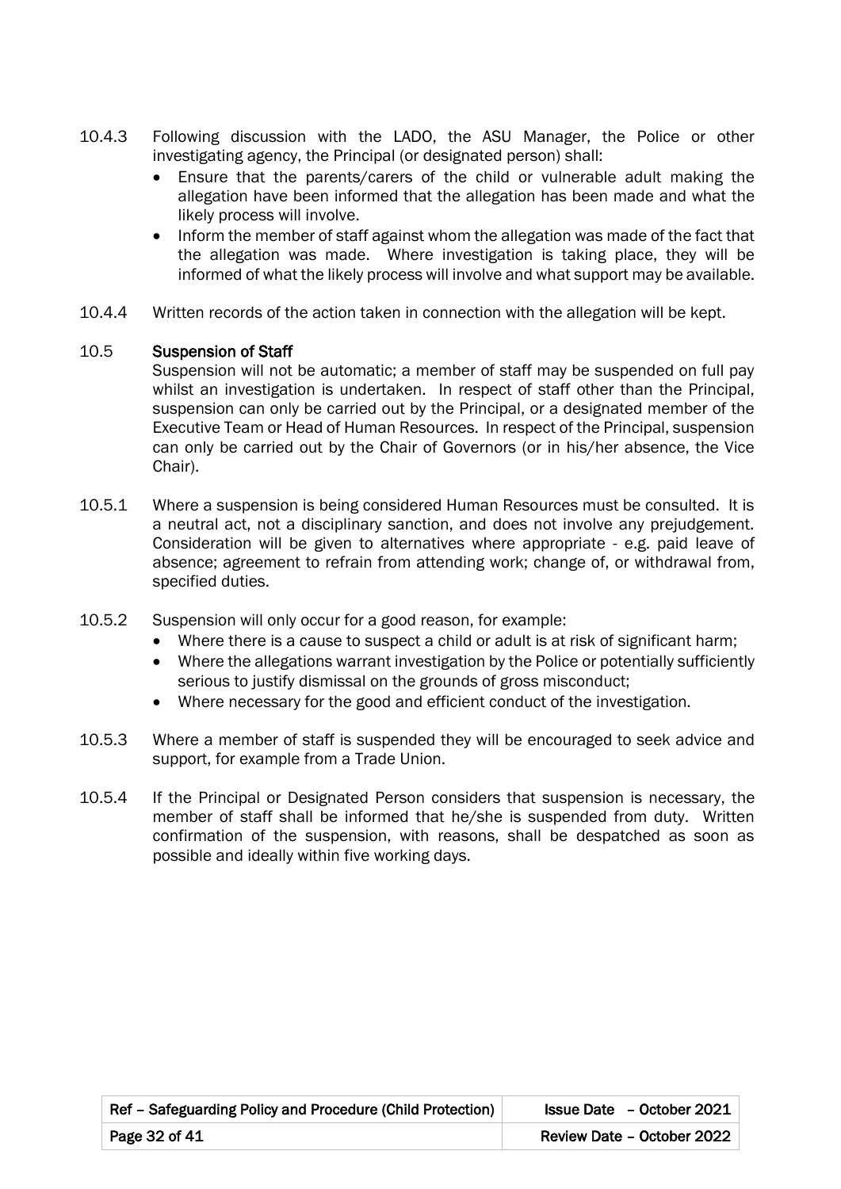10.4.3 Following discussion with the LADO, the ASU Manager, the Police or other investigating agency, the Principal (or designated person) shall:

- Ensure that the parents/carers of the child or vulnerable adult making the allegation have been informed that the allegation has been made and what the likely process will involve.
- Inform the member of staff against whom the allegation was made of the fact that the allegation was made. Where investigation is taking place, they will be informed of what the likely process will involve and what support may be available.

10.4.4 Written records of the action taken in connection with the allegation will be kept.

### 10.5 Suspension of Staff

Suspension will not be automatic; a member of staff may be suspended on full pay whilst an investigation is undertaken. In respect of staff other than the Principal, suspension can only be carried out by the Principal, or a designated member of the Executive Team or Head of Human Resources. In respect of the Principal, suspension can only be carried out by the Chair of Governors (or in his/her absence, the Vice Chair).

10.5.1 Where a suspension is being considered Human Resources must be consulted. It is a neutral act, not a disciplinary sanction, and does not involve any prejudgement. Consideration will be given to alternatives where appropriate - e.g. paid leave of absence; agreement to refrain from attending work; change of, or withdrawal from, specified duties.

10.5.2 Suspension will only occur for a good reason, for example:

- Where there is a cause to suspect a child or adult is at risk of significant harm;
- Where the allegations warrant investigation by the Police or potentially sufficiently serious to justify dismissal on the grounds of gross misconduct;
- Where necessary for the good and efficient conduct of the investigation.

10.5.3 Where a member of staff is suspended they will be encouraged to seek advice and support, for example from a Trade Union.

10.5.4 If the Principal or Designated Person considers that suspension is necessary, the member of staff shall be informed that he/she is suspended from duty. Written confirmation of the suspension, with reasons, shall be despatched as soon as possible and ideally within five working days.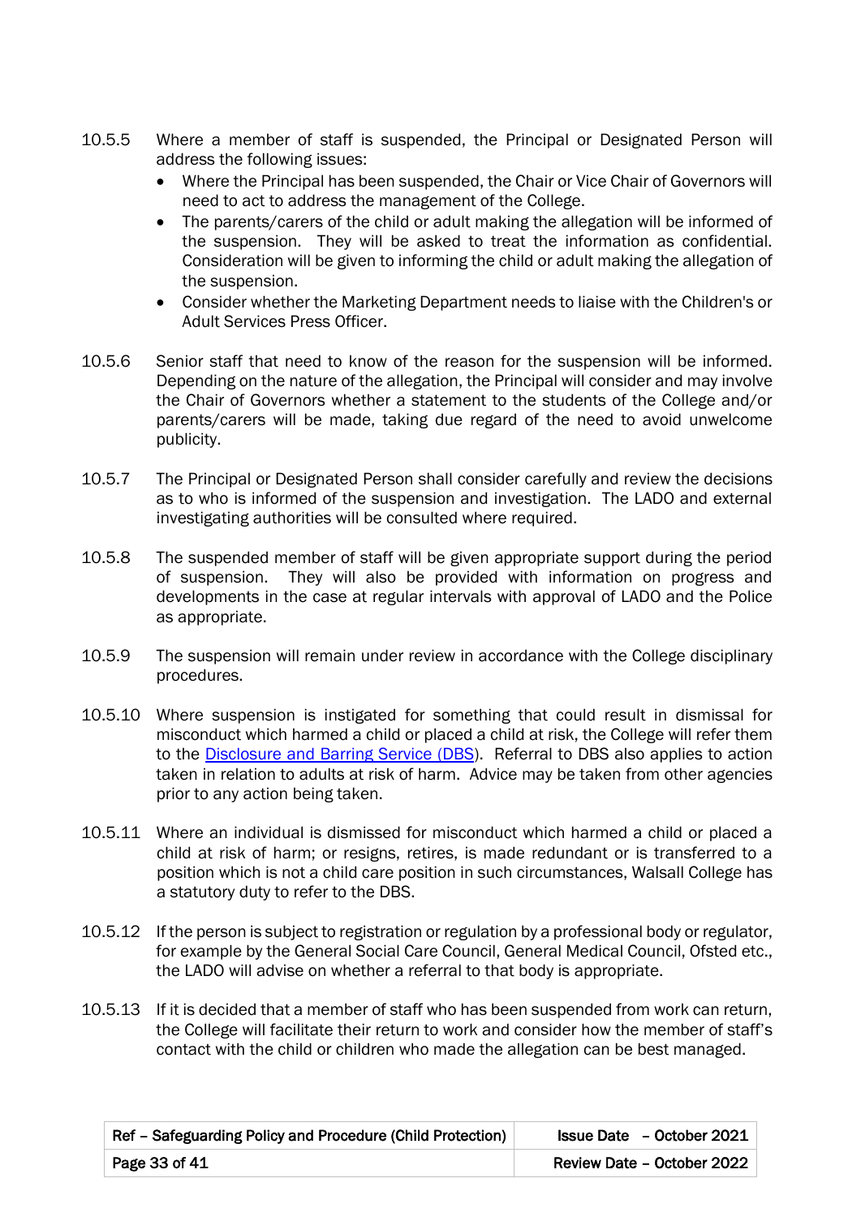10.5.5 Where a member of staff is suspended, the Principal or Designated Person will address the following issues:

- Where the Principal has been suspended, the Chair or Vice Chair of Governors will need to act to address the management of the College.
- The parents/carers of the child or adult making the allegation will be informed of the suspension. They will be asked to treat the information as confidential. Consideration will be given to informing the child or adult making the allegation of the suspension.
- Consider whether the Marketing Department needs to liaise with the Children's or Adult Services Press Officer.

10.5.6 Senior staff that need to know of the reason for the suspension will be informed. Depending on the nature of the allegation, the Principal will consider and may involve the Chair of Governors whether a statement to the students of the College and/or parents/carers will be made, taking due regard of the need to avoid unwelcome publicity.

10.5.7 The Principal or Designated Person shall consider carefully and review the decisions as to who is informed of the suspension and investigation. The LADO and external investigating authorities will be consulted where required.

10.5.8 The suspended member of staff will be given appropriate support during the period of suspension. They will also be provided with information on progress and developments in the case at regular intervals with approval of LADO and the Police as appropriate.

10.5.9 The suspension will remain under review in accordance with the College disciplinary procedures.

10.5.10 Where suspension is instigated for something that could result in dismissal for misconduct which harmed a child or placed a child at risk, the College will refer them to the [Disclosure and Barring Service (DBS)](). Referral to DBS also applies to action taken in relation to adults at risk of harm. Advice may be taken from other agencies prior to any action being taken.

10.5.11 Where an individual is dismissed for misconduct which harmed a child or placed a child at risk of harm; or resigns, retires, is made redundant or is transferred to a position which is not a child care position in such circumstances, Walsall College has a statutory duty to refer to the DBS.

10.5.12 If the person is subject to registration or regulation by a professional body or regulator, for example by the General Social Care Council, General Medical Council, Ofsted etc., the LADO will advise on whether a referral to that body is appropriate.

10.5.13 If it is decided that a member of staff who has been suspended from work can return, the College will facilitate their return to work and consider how the member of staff's contact with the child or children who made the allegation can be best managed.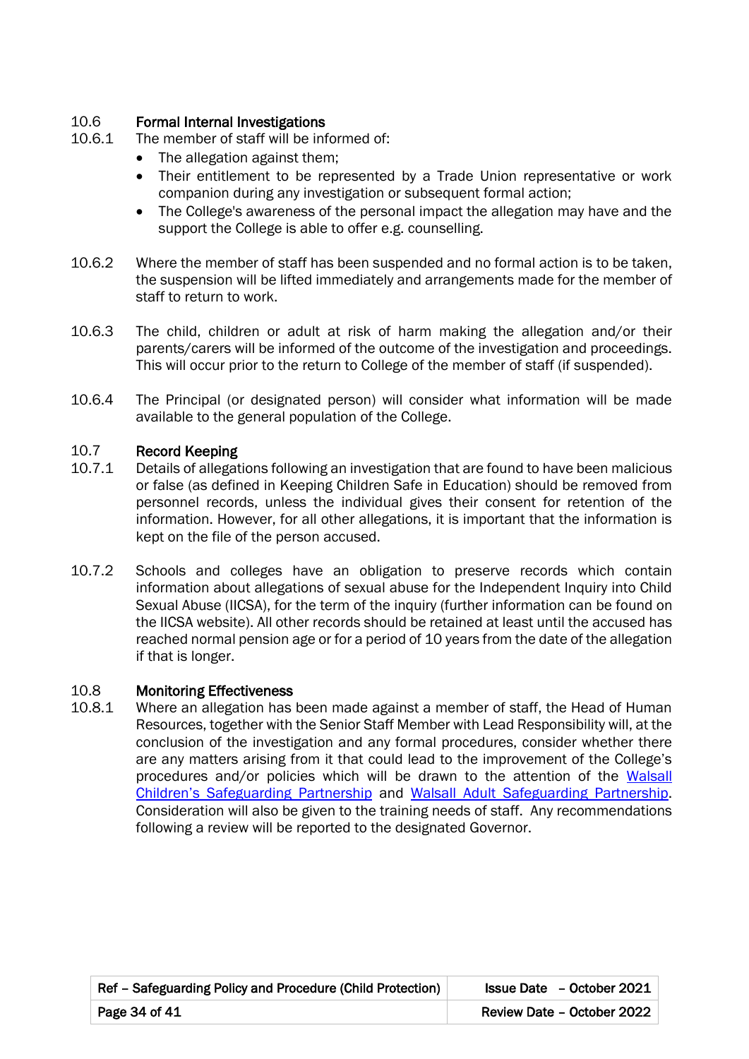## 10.6 Formal Internal Investigations

10.6.1 The member of staff will be informed of:

- The allegation against them;
- Their entitlement to be represented by a Trade Union representative or work companion during any investigation or subsequent formal action;
- The College's awareness of the personal impact the allegation may have and the support the College is able to offer e.g. counselling.

10.6.2 Where the member of staff has been suspended and no formal action is to be taken, the suspension will be lifted immediately and arrangements made for the member of staff to return to work.

10.6.3 The child, children or adult at risk of harm making the allegation and/or their parents/carers will be informed of the outcome of the investigation and proceedings. This will occur prior to the return to College of the member of staff (if suspended).

10.6.4 The Principal (or designated person) will consider what information will be made available to the general population of the College.

## 10.7 Record Keeping

10.7.1 Details of allegations following an investigation that are found to have been malicious or false (as defined in Keeping Children Safe in Education) should be removed from personnel records, unless the individual gives their consent for retention of the information. However, for all other allegations, it is important that the information is kept on the file of the person accused.

10.7.2 Schools and colleges have an obligation to preserve records which contain information about allegations of sexual abuse for the Independent Inquiry into Child Sexual Abuse (IICSA), for the term of the inquiry (further information can be found on the IICSA website). All other records should be retained at least until the accused has reached normal pension age or for a period of 10 years from the date of the allegation if that is longer.

## 10.8 Monitoring Effectiveness

10.8.1 Where an allegation has been made against a member of staff, the Head of Human Resources, together with the Senior Staff Member with Lead Responsibility will, at the conclusion of the investigation and any formal procedures, consider whether there are any matters arising from it that could lead to the improvement of the College's procedures and/or policies which will be drawn to the attention of the Walsall Children's Safeguarding Partnership and Walsall Adult Safeguarding Partnership. Consideration will also be given to the training needs of staff. Any recommendations following a review will be reported to the designated Governor.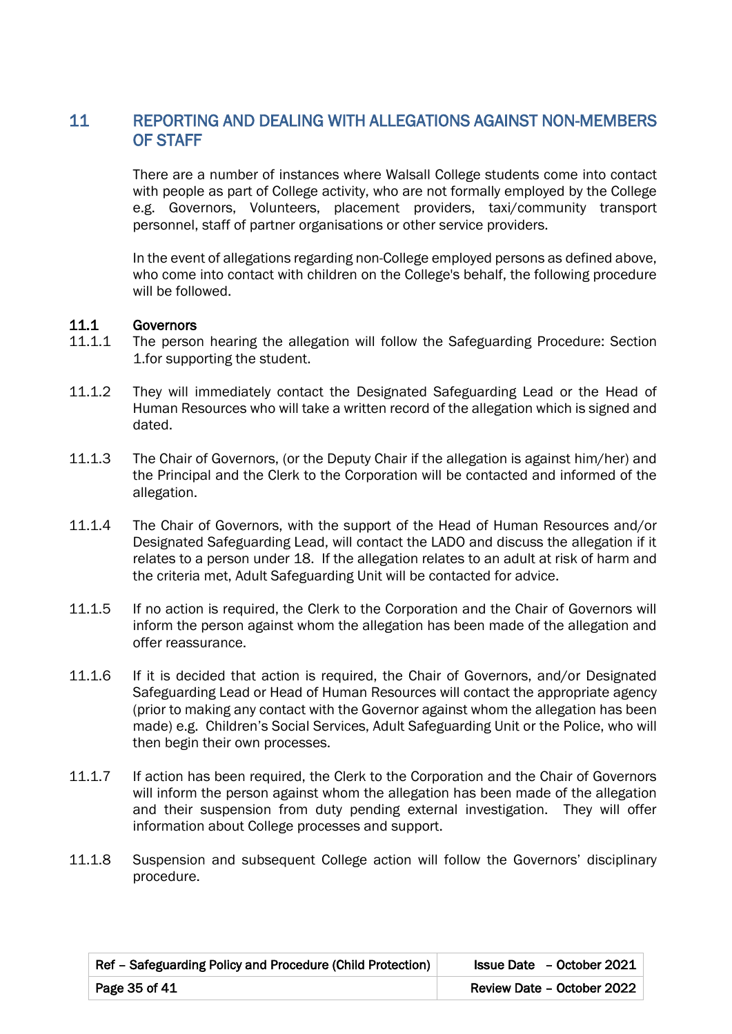## 11 REPORTING AND DEALING WITH ALLEGATIONS AGAINST NON-MEMBERS OF STAFF

There are a number of instances where Walsall College students come into contact with people as part of College activity, who are not formally employed by the College e.g. Governors, Volunteers, placement providers, taxi/community transport personnel, staff of partner organisations or other service providers.

In the event of allegations regarding non-College employed persons as defined above, who come into contact with children on the College's behalf, the following procedure will be followed.

### 11.1 Governors

11.1.1 The person hearing the allegation will follow the Safeguarding Procedure: Section 1.for supporting the student.

11.1.2 They will immediately contact the Designated Safeguarding Lead or the Head of Human Resources who will take a written record of the allegation which is signed and dated.

11.1.3 The Chair of Governors, (or the Deputy Chair if the allegation is against him/her) and the Principal and the Clerk to the Corporation will be contacted and informed of the allegation.

11.1.4 The Chair of Governors, with the support of the Head of Human Resources and/or Designated Safeguarding Lead, will contact the LADO and discuss the allegation if it relates to a person under 18. If the allegation relates to an adult at risk of harm and the criteria met, Adult Safeguarding Unit will be contacted for advice.

11.1.5 If no action is required, the Clerk to the Corporation and the Chair of Governors will inform the person against whom the allegation has been made of the allegation and offer reassurance.

11.1.6 If it is decided that action is required, the Chair of Governors, and/or Designated Safeguarding Lead or Head of Human Resources will contact the appropriate agency (prior to making any contact with the Governor against whom the allegation has been made) e.g. Children's Social Services, Adult Safeguarding Unit or the Police, who will then begin their own processes.

11.1.7 If action has been required, the Clerk to the Corporation and the Chair of Governors will inform the person against whom the allegation has been made of the allegation and their suspension from duty pending external investigation. They will offer information about College processes and support.

11.1.8 Suspension and subsequent College action will follow the Governors' disciplinary procedure.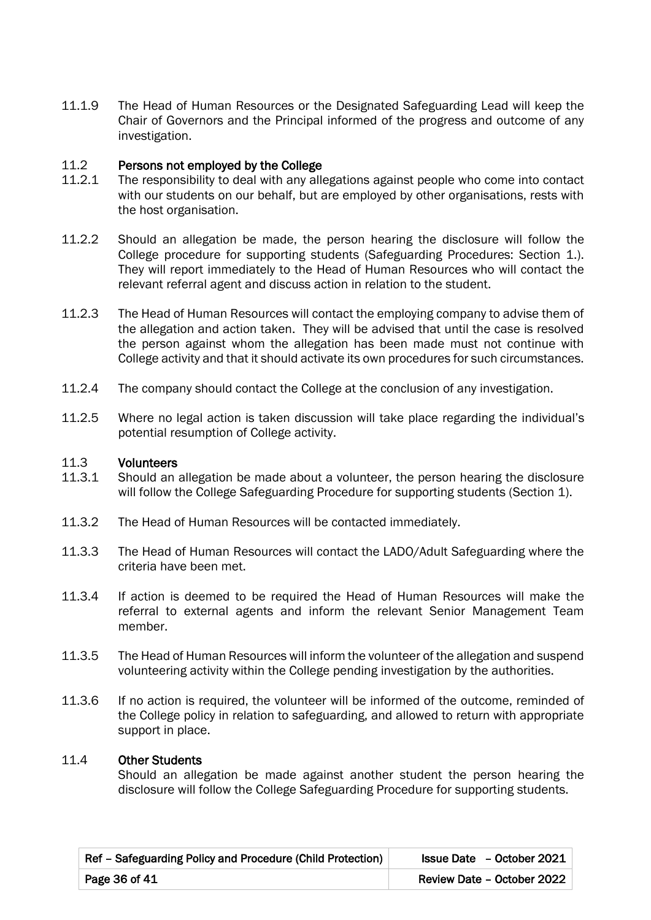11.1.9 The Head of Human Resources or the Designated Safeguarding Lead will keep the Chair of Governors and the Principal informed of the progress and outcome of any investigation.

### 11.2 Persons not employed by the College

11.2.1 The responsibility to deal with any allegations against people who come into contact with our students on our behalf, but are employed by other organisations, rests with the host organisation.

11.2.2 Should an allegation be made, the person hearing the disclosure will follow the College procedure for supporting students (Safeguarding Procedures: Section 1.). They will report immediately to the Head of Human Resources who will contact the relevant referral agent and discuss action in relation to the student.

11.2.3 The Head of Human Resources will contact the employing company to advise them of the allegation and action taken. They will be advised that until the case is resolved the person against whom the allegation has been made must not continue with College activity and that it should activate its own procedures for such circumstances.

11.2.4 The company should contact the College at the conclusion of any investigation.

11.2.5 Where no legal action is taken discussion will take place regarding the individual's potential resumption of College activity.

### 11.3 Volunteers

11.3.1 Should an allegation be made about a volunteer, the person hearing the disclosure will follow the College Safeguarding Procedure for supporting students (Section 1).

11.3.2 The Head of Human Resources will be contacted immediately.

11.3.3 The Head of Human Resources will contact the LADO/Adult Safeguarding where the criteria have been met.

11.3.4 If action is deemed to be required the Head of Human Resources will make the referral to external agents and inform the relevant Senior Management Team member.

11.3.5 The Head of Human Resources will inform the volunteer of the allegation and suspend volunteering activity within the College pending investigation by the authorities.

11.3.6 If no action is required, the volunteer will be informed of the outcome, reminded of the College policy in relation to safeguarding, and allowed to return with appropriate support in place.

### 11.4 Other Students

Should an allegation be made against another student the person hearing the disclosure will follow the College Safeguarding Procedure for supporting students.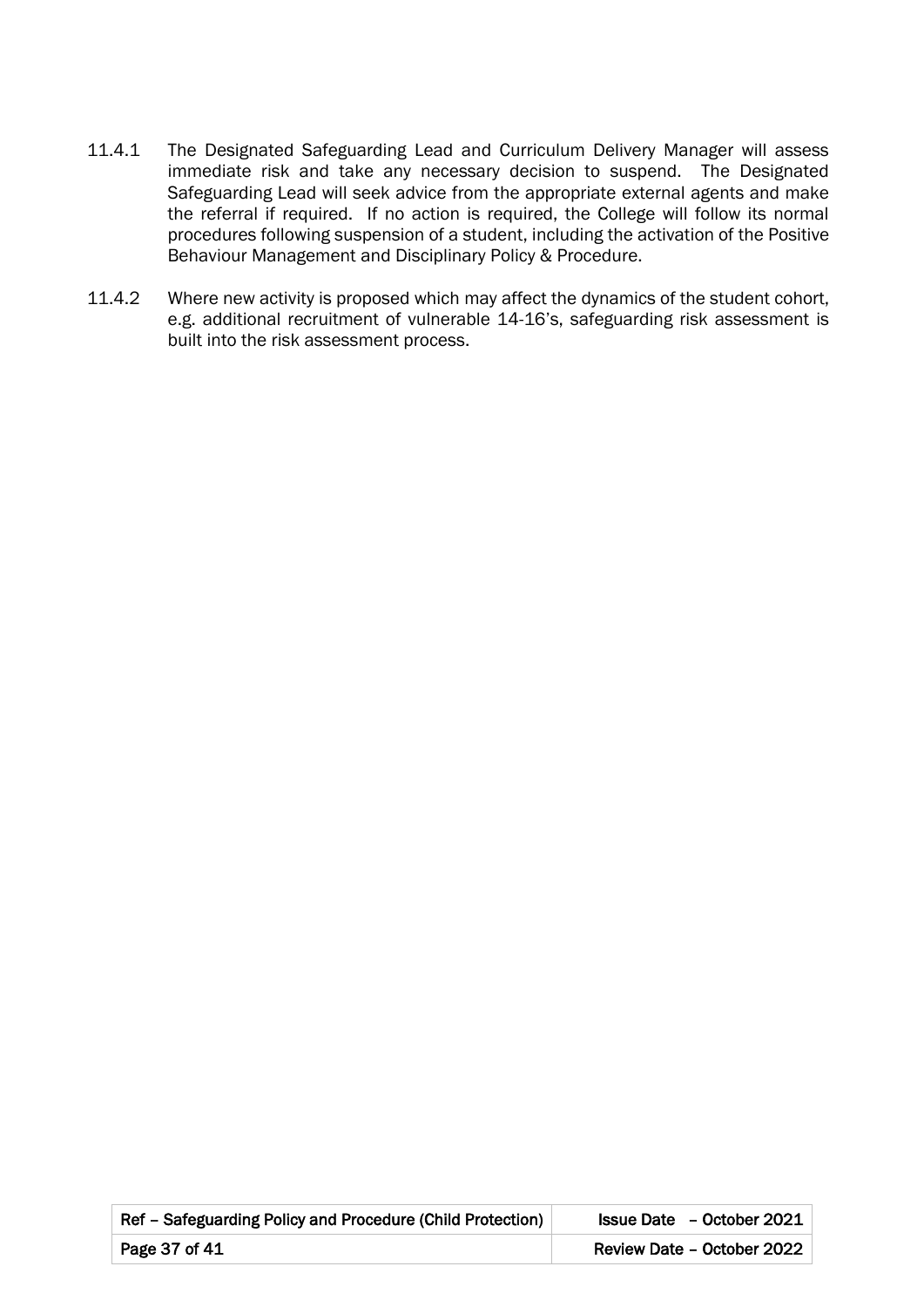11.4.1 The Designated Safeguarding Lead and Curriculum Delivery Manager will assess immediate risk and take any necessary decision to suspend. The Designated Safeguarding Lead will seek advice from the appropriate external agents and make the referral if required. If no action is required, the College will follow its normal procedures following suspension of a student, including the activation of the Positive Behaviour Management and Disciplinary Policy & Procedure.

11.4.2 Where new activity is proposed which may affect the dynamics of the student cohort, e.g. additional recruitment of vulnerable 14-16's, safeguarding risk assessment is built into the risk assessment process.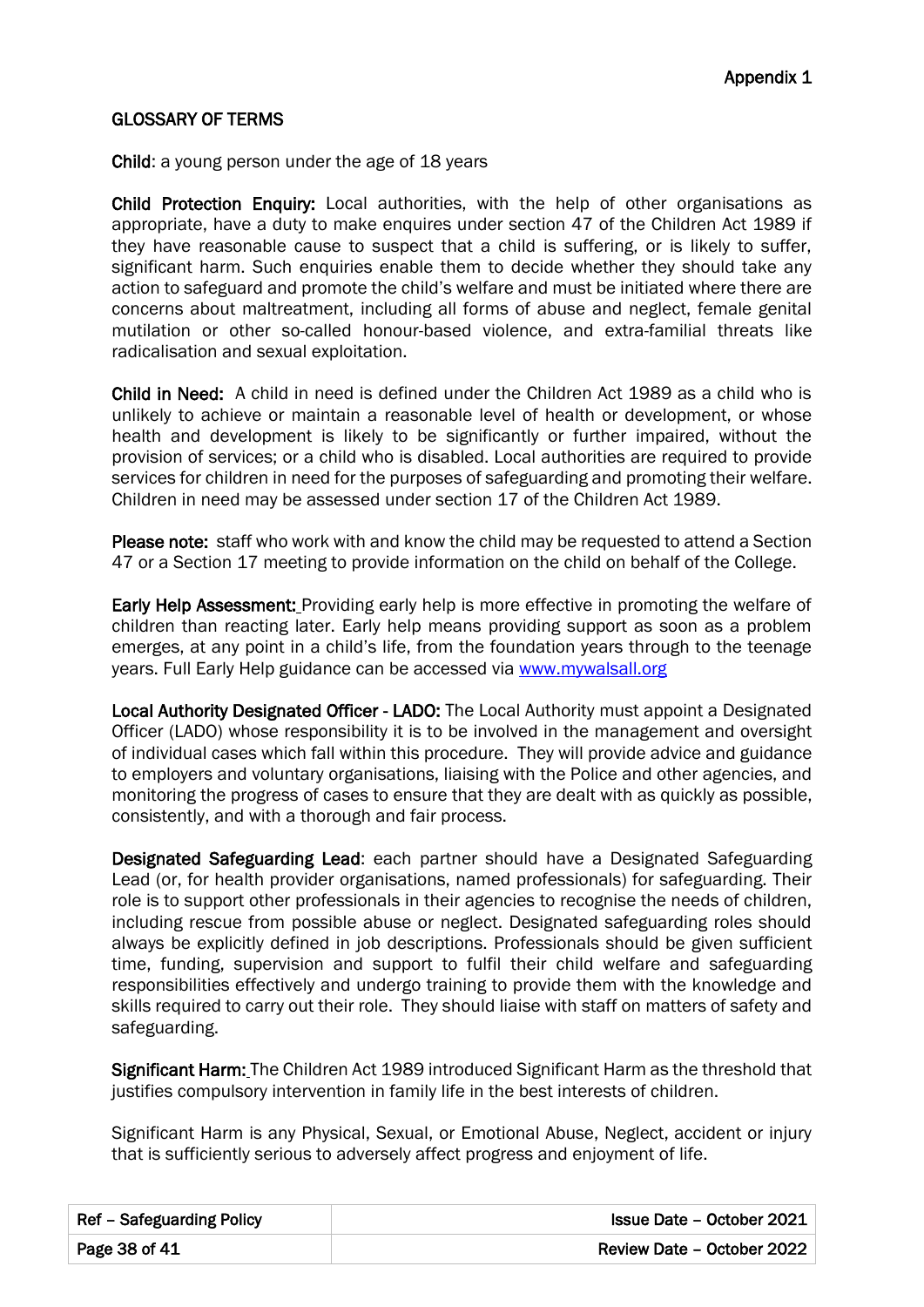Appendix 1

## GLOSSARY OF TERMS

**Child**: a young person under the age of 18 years

**Child Protection Enquiry:** Local authorities, with the help of other organisations as appropriate, have a duty to make enquires under section 47 of the Children Act 1989 if they have reasonable cause to suspect that a child is suffering, or is likely to suffer, significant harm. Such enquiries enable them to decide whether they should take any action to safeguard and promote the child's welfare and must be initiated where there are concerns about maltreatment, including all forms of abuse and neglect, female genital mutilation or other so-called honour-based violence, and extra-familial threats like radicalisation and sexual exploitation.

**Child in Need:** A child in need is defined under the Children Act 1989 as a child who is unlikely to achieve or maintain a reasonable level of health or development, or whose health and development is likely to be significantly or further impaired, without the provision of services; or a child who is disabled. Local authorities are required to provide services for children in need for the purposes of safeguarding and promoting their welfare. Children in need may be assessed under section 17 of the Children Act 1989.

**Please note:** staff who work with and know the child may be requested to attend a Section 47 or a Section 17 meeting to provide information on the child on behalf of the College.

**Early Help Assessment:** Providing early help is more effective in promoting the welfare of children than reacting later. Early help means providing support as soon as a problem emerges, at any point in a child's life, from the foundation years through to the teenage years. Full Early Help guidance can be accessed via [www.mywalsall.org](www.mywalsall.org)

**Local Authority Designated Officer - LADO:** The Local Authority must appoint a Designated Officer (LADO) whose responsibility it is to be involved in the management and oversight of individual cases which fall within this procedure. They will provide advice and guidance to employers and voluntary organisations, liaising with the Police and other agencies, and monitoring the progress of cases to ensure that they are dealt with as quickly as possible, consistently, and with a thorough and fair process.

**Designated Safeguarding Lead**: each partner should have a Designated Safeguarding Lead (or, for health provider organisations, named professionals) for safeguarding. Their role is to support other professionals in their agencies to recognise the needs of children, including rescue from possible abuse or neglect. Designated safeguarding roles should always be explicitly defined in job descriptions. Professionals should be given sufficient time, funding, supervision and support to fulfil their child welfare and safeguarding responsibilities effectively and undergo training to provide them with the knowledge and skills required to carry out their role. They should liaise with staff on matters of safety and safeguarding.

**Significant Harm:** The Children Act 1989 introduced Significant Harm as the threshold that justifies compulsory intervention in family life in the best interests of children.

Significant Harm is any Physical, Sexual, or Emotional Abuse, Neglect, accident or injury that is sufficiently serious to adversely affect progress and enjoyment of life.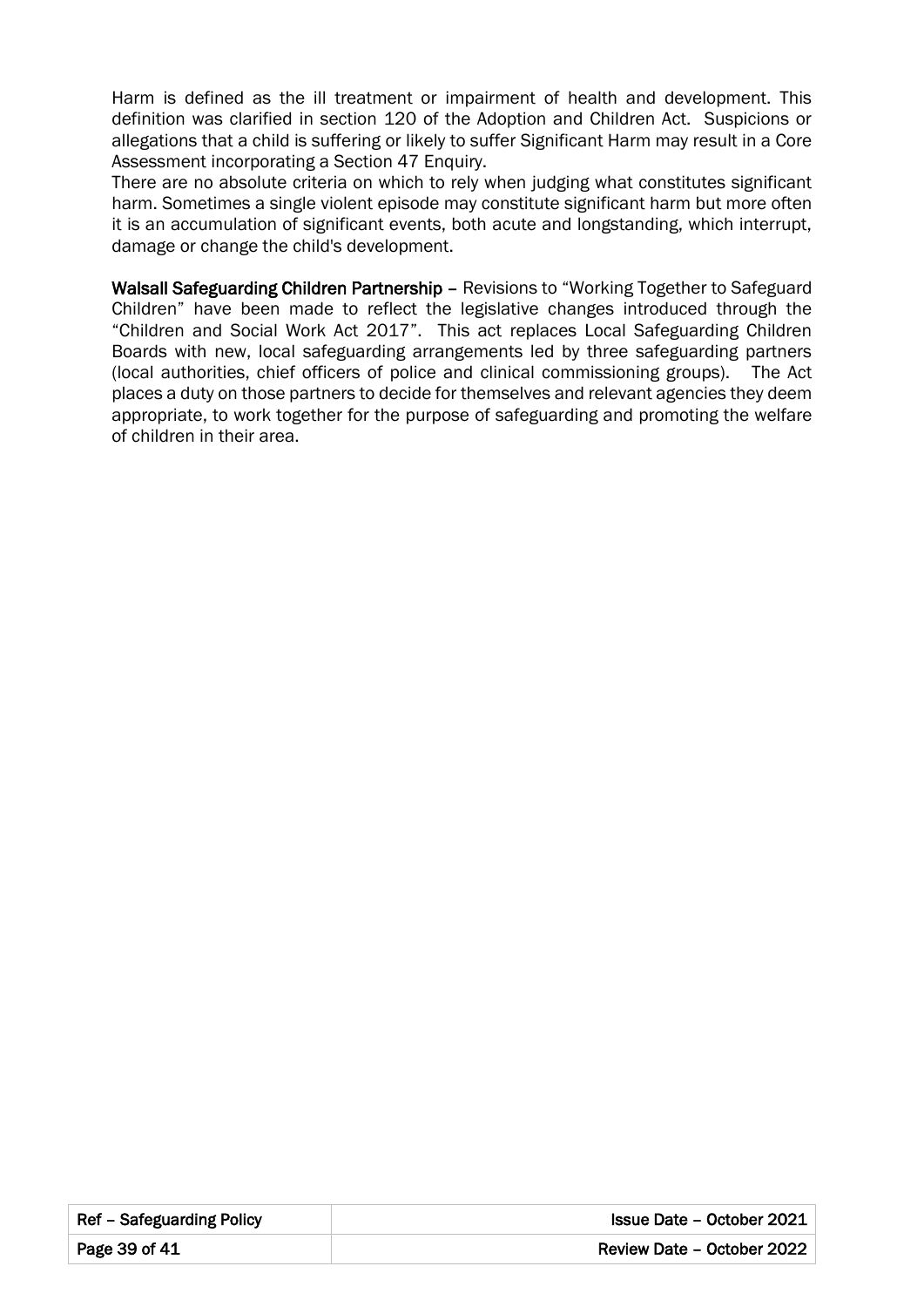Harm is defined as the ill treatment or impairment of health and development. This definition was clarified in section 120 of the Adoption and Children Act. Suspicions or allegations that a child is suffering or likely to suffer Significant Harm may result in a Core Assessment incorporating a Section 47 Enquiry.
There are no absolute criteria on which to rely when judging what constitutes significant harm. Sometimes a single violent episode may constitute significant harm but more often it is an accumulation of significant events, both acute and longstanding, which interrupt, damage or change the child's development.

**Walsall Safeguarding Children Partnership** – Revisions to "Working Together to Safeguard Children" have been made to reflect the legislative changes introduced through the "Children and Social Work Act 2017". This act replaces Local Safeguarding Children Boards with new, local safeguarding arrangements led by three safeguarding partners (local authorities, chief officers of police and clinical commissioning groups). The Act places a duty on those partners to decide for themselves and relevant agencies they deem appropriate, to work together for the purpose of safeguarding and promoting the welfare of children in their area.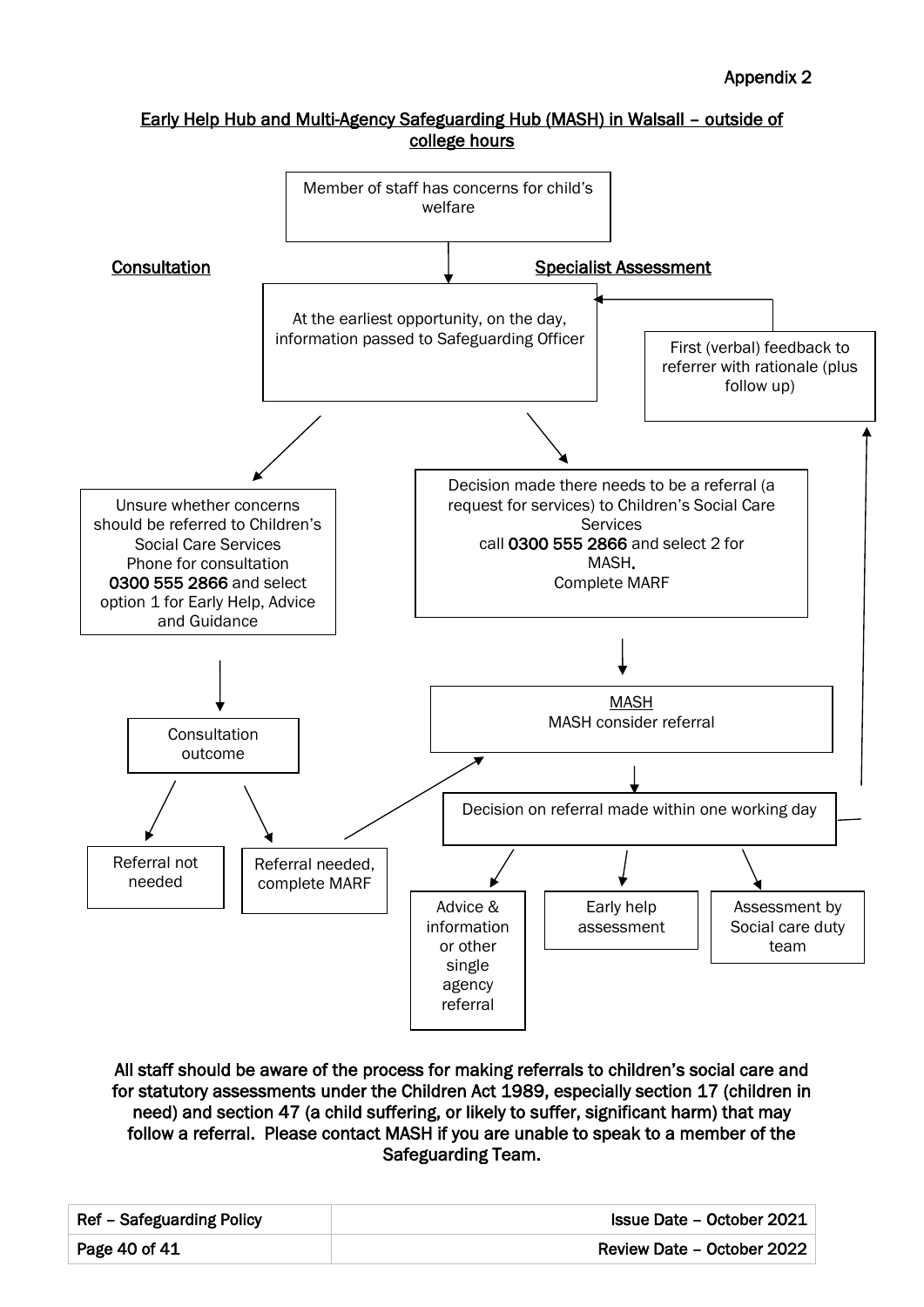Appendix 2

## Early Help Hub and Multi-Agency Safeguarding Hub (MASH) in Walsall – outside of college hours

Member of staff has concerns for child's welfare

**Consultation**

**Specialist Assessment**

At the earliest opportunity, on the day, information passed to Safeguarding Officer

First (verbal) feedback to referrer with rationale (plus follow up)

Unsure whether concerns should be referred to Children's Social Care Services
Phone for consultation
**0300 555 2866** and select option 1 for Early Help, Advice and Guidance

Decision made there needs to be a referral (a request for services) to Children's Social Care Services
call **0300 555 2866** and select 2 for MASH.
Complete MARF

Consultation outcome

MASH
MASH consider referral

Decision on referral made within one working day

Referral not needed

Referral needed, complete MARF

Advice & information or other single agency referral

Early help assessment

Assessment by Social care duty team

**All staff should be aware of the process for making referrals to children's social care and for statutory assessments under the Children Act 1989, especially section 17 (children in need) and section 47 (a child suffering, or likely to suffer, significant harm) that may follow a referral. Please contact MASH if you are unable to speak to a member of the Safeguarding Team.**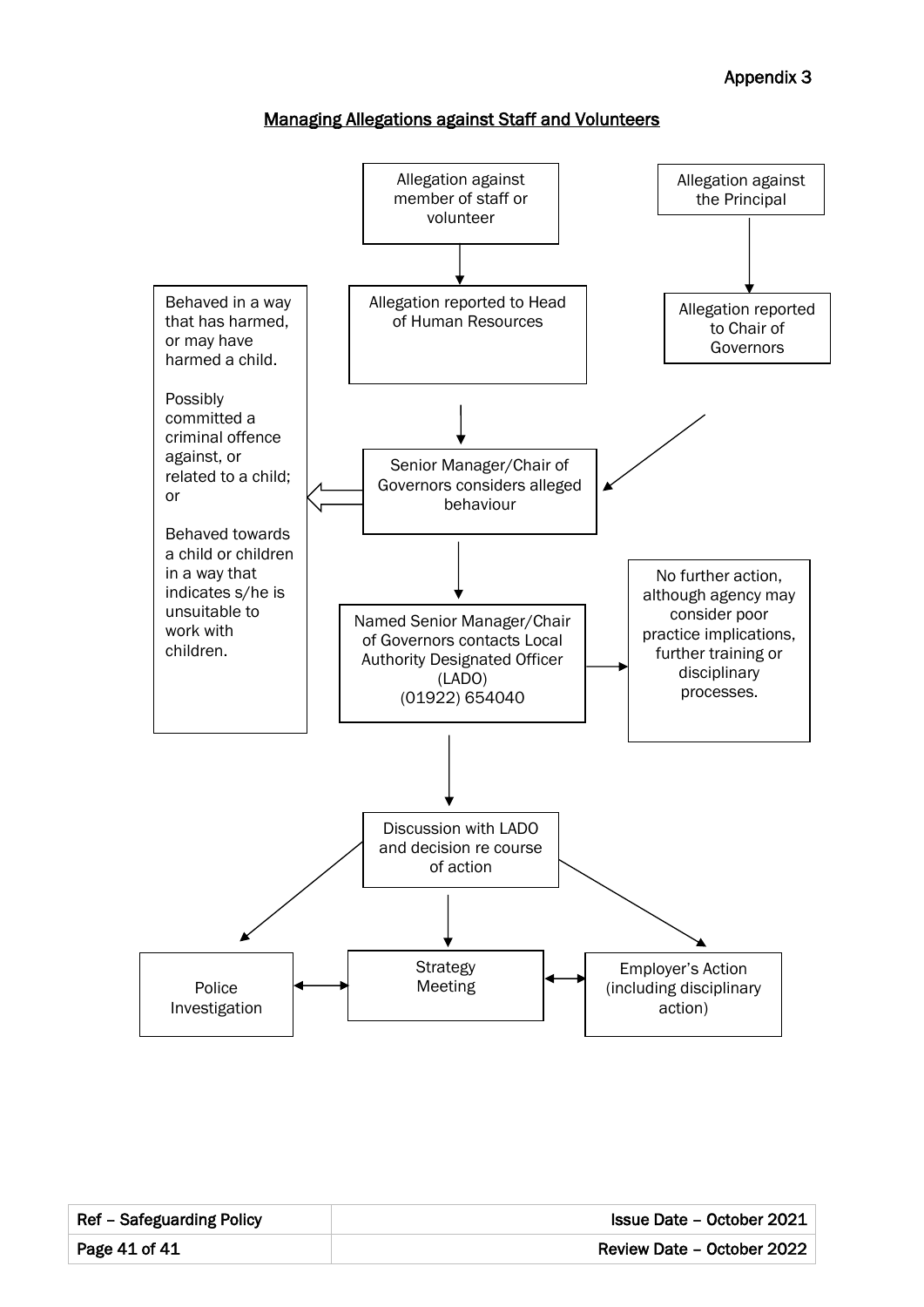Appendix 3

## Managing Allegations against Staff and Volunteers

Allegation against member of staff or volunteer

Allegation against the Principal

Behaved in a way that has harmed, or may have harmed a child.

Possibly committed a criminal offence against, or related to a child; or

Behaved towards a child or children in a way that indicates s/he is unsuitable to work with children.

Allegation reported to Head of Human Resources

Allegation reported to Chair of Governors

Senior Manager/Chair of Governors considers alleged behaviour

Named Senior Manager/Chair of Governors contacts Local Authority Designated Officer (LADO) (01922) 654040

No further action, although agency may consider poor practice implications, further training or disciplinary processes.

Discussion with LADO and decision re course of action

Police Investigation

Strategy Meeting

Employer's Action (including disciplinary action)